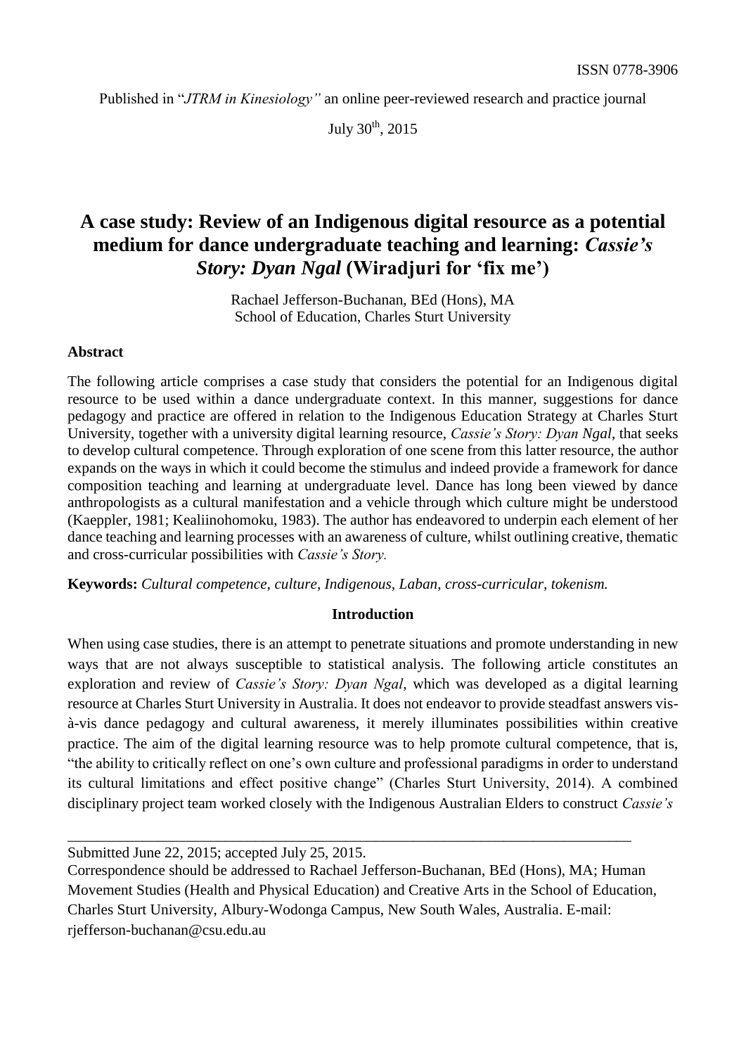ISSN 0778-3906

Published in "*JTRM in Kinesiology"* an online peer-reviewed research and practice journal

July 30th, 2015

# A case study: Review of an Indigenous digital resource as a potential medium for dance undergraduate teaching and learning: *Cassie's Story: Dyan Ngal* (Wiradjuri for 'fix me')

Rachael Jefferson-Buchanan, BEd (Hons), MA
School of Education, Charles Sturt University

**Abstract**

The following article comprises a case study that considers the potential for an Indigenous digital resource to be used within a dance undergraduate context. In this manner, suggestions for dance pedagogy and practice are offered in relation to the Indigenous Education Strategy at Charles Sturt University, together with a university digital learning resource, *Cassie's Story: Dyan Ngal*, that seeks to develop cultural competence. Through exploration of one scene from this latter resource, the author expands on the ways in which it could become the stimulus and indeed provide a framework for dance composition teaching and learning at undergraduate level. Dance has long been viewed by dance anthropologists as a cultural manifestation and a vehicle through which culture might be understood (Kaeppler, 1981; Kealiinohomoku, 1983). The author has endeavored to underpin each element of her dance teaching and learning processes with an awareness of culture, whilst outlining creative, thematic and cross-curricular possibilities with *Cassie's Story.*

**Keywords:** *Cultural competence, culture, Indigenous, Laban, cross-curricular, tokenism.*

## Introduction

When using case studies, there is an attempt to penetrate situations and promote understanding in new ways that are not always susceptible to statistical analysis. The following article constitutes an exploration and review of *Cassie's Story: Dyan Ngal*, which was developed as a digital learning resource at Charles Sturt University in Australia. It does not endeavor to provide steadfast answers vis-à-vis dance pedagogy and cultural awareness, it merely illuminates possibilities within creative practice. The aim of the digital learning resource was to help promote cultural competence, that is, "the ability to critically reflect on one's own culture and professional paradigms in order to understand its cultural limitations and effect positive change" (Charles Sturt University, 2014). A combined disciplinary project team worked closely with the Indigenous Australian Elders to construct *Cassie's*

---

Submitted June 22, 2015; accepted July 25, 2015.

Correspondence should be addressed to Rachael Jefferson-Buchanan, BEd (Hons), MA; Human Movement Studies (Health and Physical Education) and Creative Arts in the School of Education, Charles Sturt University, Albury-Wodonga Campus, New South Wales, Australia. E-mail: rjefferson-buchanan@csu.edu.au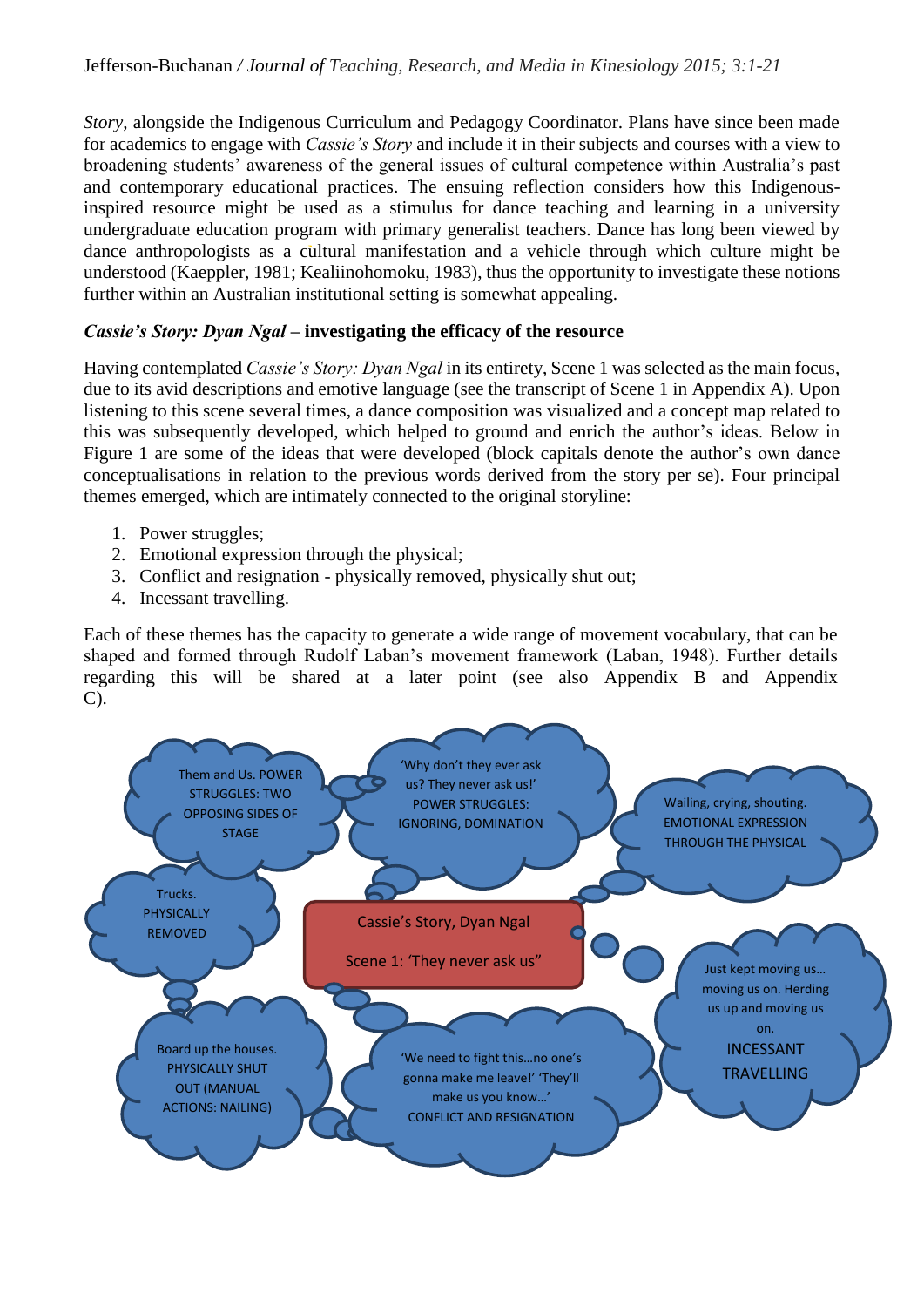*Story*, alongside the Indigenous Curriculum and Pedagogy Coordinator. Plans have since been made for academics to engage with *Cassie's Story* and include it in their subjects and courses with a view to broadening students' awareness of the general issues of cultural competence within Australia's past and contemporary educational practices. The ensuing reflection considers how this Indigenous-inspired resource might be used as a stimulus for dance teaching and learning in a university undergraduate education program with primary generalist teachers. Dance has long been viewed by dance anthropologists as a cultural manifestation and a vehicle through which culture might be understood (Kaeppler, 1981; Kealiinohomoku, 1983), thus the opportunity to investigate these notions further within an Australian institutional setting is somewhat appealing.

### *Cassie's Story: Dyan Ngal* – investigating the efficacy of the resource

Having contemplated *Cassie's Story: Dyan Ngal* in its entirety, Scene 1 was selected as the main focus, due to its avid descriptions and emotive language (see the transcript of Scene 1 in Appendix A). Upon listening to this scene several times, a dance composition was visualized and a concept map related to this was subsequently developed, which helped to ground and enrich the author's ideas. Below in Figure 1 are some of the ideas that were developed (block capitals denote the author's own dance conceptualisations in relation to the previous words derived from the story per se). Four principal themes emerged, which are intimately connected to the original storyline:

1. Power struggles;
2. Emotional expression through the physical;
3. Conflict and resignation - physically removed, physically shut out;
4. Incessant travelling.

Each of these themes has the capacity to generate a wide range of movement vocabulary, that can be shaped and formed through Rudolf Laban's movement framework (Laban, 1948). Further details regarding this will be shared at a later point (see also Appendix B and Appendix C).

Cassie's Story, Dyan Ngal

Scene 1: 'They never ask us"

- Them and Us. POWER STRUGGLES: TWO OPPOSING SIDES OF STAGE
- 'Why don't they ever ask us? They never ask us!' POWER STRUGGLES: IGNORING, DOMINATION
- Wailing, crying, shouting. EMOTIONAL EXPRESSION THROUGH THE PHYSICAL
- Trucks. PHYSICALLY REMOVED
- Just kept moving us… moving us on. Herding us up and moving us on. INCESSANT TRAVELLING
- Board up the houses. PHYSICALLY SHUT OUT (MANUAL ACTIONS: NAILING)
- 'We need to fight this…no one's gonna make me leave!' 'They'll make us you know…' CONFLICT AND RESIGNATION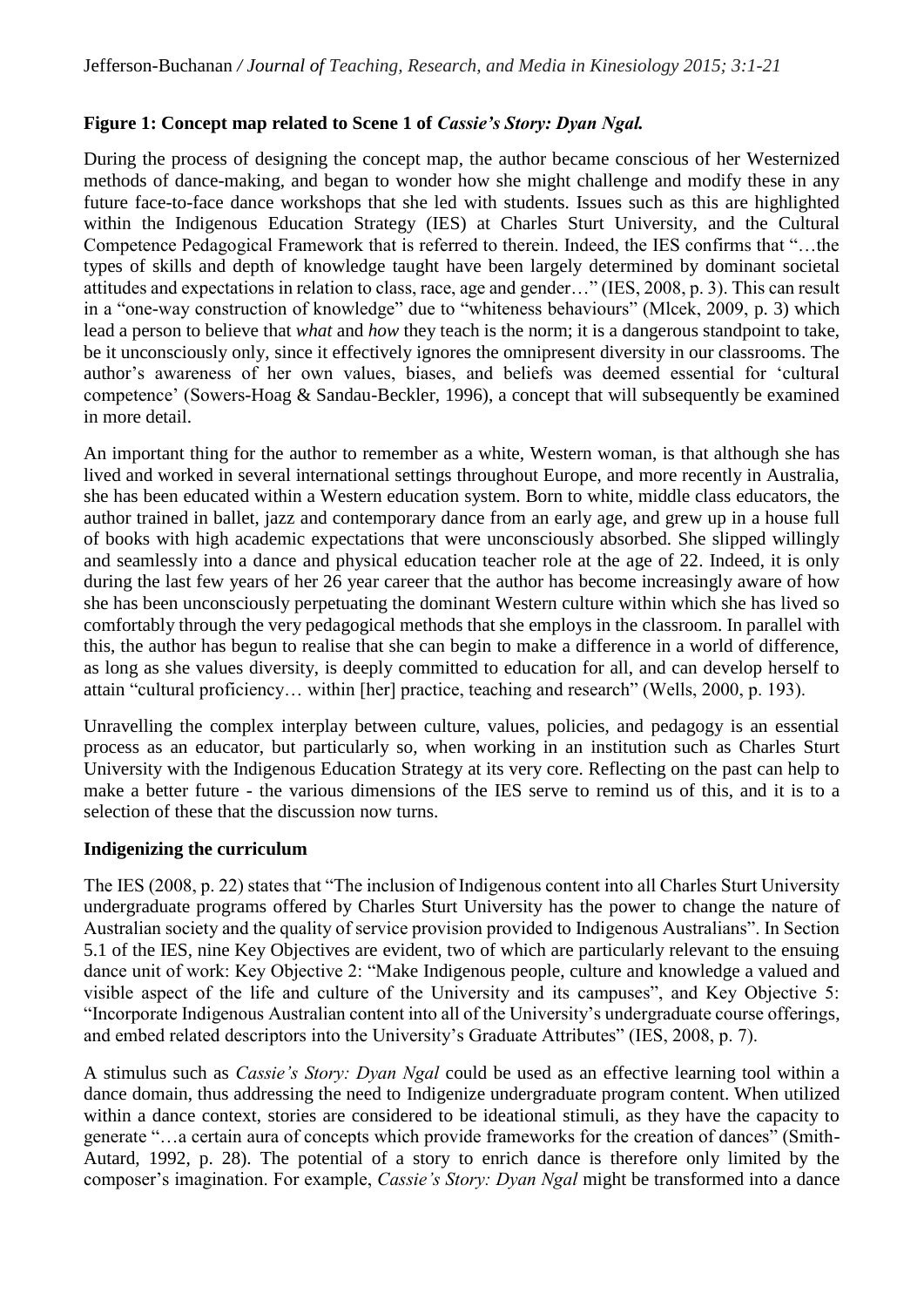**Figure 1: Concept map related to Scene 1 of *Cassie's Story: Dyan Ngal.***

During the process of designing the concept map, the author became conscious of her Westernized methods of dance-making, and began to wonder how she might challenge and modify these in any future face-to-face dance workshops that she led with students. Issues such as this are highlighted within the Indigenous Education Strategy (IES) at Charles Sturt University, and the Cultural Competence Pedagogical Framework that is referred to therein. Indeed, the IES confirms that "…the types of skills and depth of knowledge taught have been largely determined by dominant societal attitudes and expectations in relation to class, race, age and gender…" (IES, 2008, p. 3). This can result in a "one-way construction of knowledge" due to "whiteness behaviours" (Mlcek, 2009, p. 3) which lead a person to believe that *what* and *how* they teach is the norm; it is a dangerous standpoint to take, be it unconsciously only, since it effectively ignores the omnipresent diversity in our classrooms. The author's awareness of her own values, biases, and beliefs was deemed essential for 'cultural competence' (Sowers-Hoag & Sandau-Beckler, 1996), a concept that will subsequently be examined in more detail.

An important thing for the author to remember as a white, Western woman, is that although she has lived and worked in several international settings throughout Europe, and more recently in Australia, she has been educated within a Western education system. Born to white, middle class educators, the author trained in ballet, jazz and contemporary dance from an early age, and grew up in a house full of books with high academic expectations that were unconsciously absorbed. She slipped willingly and seamlessly into a dance and physical education teacher role at the age of 22. Indeed, it is only during the last few years of her 26 year career that the author has become increasingly aware of how she has been unconsciously perpetuating the dominant Western culture within which she has lived so comfortably through the very pedagogical methods that she employs in the classroom. In parallel with this, the author has begun to realise that she can begin to make a difference in a world of difference, as long as she values diversity, is deeply committed to education for all, and can develop herself to attain "cultural proficiency… within [her] practice, teaching and research" (Wells, 2000, p. 193).

Unravelling the complex interplay between culture, values, policies, and pedagogy is an essential process as an educator, but particularly so, when working in an institution such as Charles Sturt University with the Indigenous Education Strategy at its very core. Reflecting on the past can help to make a better future - the various dimensions of the IES serve to remind us of this, and it is to a selection of these that the discussion now turns.

## Indigenizing the curriculum

The IES (2008, p. 22) states that "The inclusion of Indigenous content into all Charles Sturt University undergraduate programs offered by Charles Sturt University has the power to change the nature of Australian society and the quality of service provision provided to Indigenous Australians". In Section 5.1 of the IES, nine Key Objectives are evident, two of which are particularly relevant to the ensuing dance unit of work: Key Objective 2: "Make Indigenous people, culture and knowledge a valued and visible aspect of the life and culture of the University and its campuses", and Key Objective 5: "Incorporate Indigenous Australian content into all of the University's undergraduate course offerings, and embed related descriptors into the University's Graduate Attributes" (IES, 2008, p. 7).

A stimulus such as *Cassie's Story: Dyan Ngal* could be used as an effective learning tool within a dance domain, thus addressing the need to Indigenize undergraduate program content. When utilized within a dance context, stories are considered to be ideational stimuli, as they have the capacity to generate "…a certain aura of concepts which provide frameworks for the creation of dances" (Smith-Autard, 1992, p. 28). The potential of a story to enrich dance is therefore only limited by the composer's imagination. For example, *Cassie's Story: Dyan Ngal* might be transformed into a dance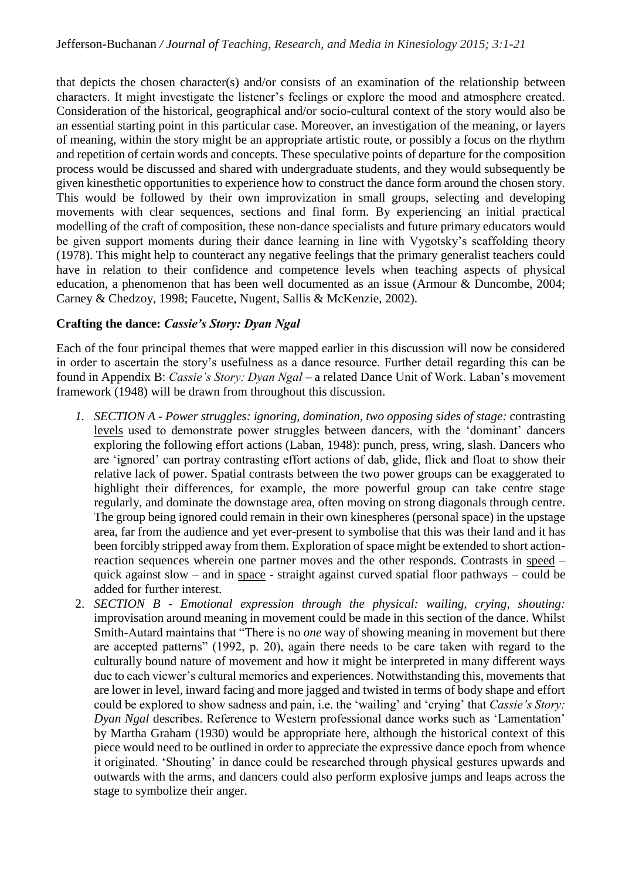that depicts the chosen character(s) and/or consists of an examination of the relationship between characters. It might investigate the listener's feelings or explore the mood and atmosphere created. Consideration of the historical, geographical and/or socio-cultural context of the story would also be an essential starting point in this particular case. Moreover, an investigation of the meaning, or layers of meaning, within the story might be an appropriate artistic route, or possibly a focus on the rhythm and repetition of certain words and concepts. These speculative points of departure for the composition process would be discussed and shared with undergraduate students, and they would subsequently be given kinesthetic opportunities to experience how to construct the dance form around the chosen story. This would be followed by their own improvization in small groups, selecting and developing movements with clear sequences, sections and final form. By experiencing an initial practical modelling of the craft of composition, these non-dance specialists and future primary educators would be given support moments during their dance learning in line with Vygotsky's scaffolding theory (1978). This might help to counteract any negative feelings that the primary generalist teachers could have in relation to their confidence and competence levels when teaching aspects of physical education, a phenomenon that has been well documented as an issue (Armour & Duncombe, 2004; Carney & Chedzoy, 1998; Faucette, Nugent, Sallis & McKenzie, 2002).

**Crafting the dance: *Cassie's Story: Dyan Ngal***

Each of the four principal themes that were mapped earlier in this discussion will now be considered in order to ascertain the story's usefulness as a dance resource. Further detail regarding this can be found in Appendix B: *Cassie's Story: Dyan Ngal* – a related Dance Unit of Work. Laban's movement framework (1948) will be drawn from throughout this discussion.

1. *SECTION A - Power struggles: ignoring, domination, two opposing sides of stage:* contrasting levels used to demonstrate power struggles between dancers, with the 'dominant' dancers exploring the following effort actions (Laban, 1948): punch, press, wring, slash. Dancers who are 'ignored' can portray contrasting effort actions of dab, glide, flick and float to show their relative lack of power. Spatial contrasts between the two power groups can be exaggerated to highlight their differences, for example, the more powerful group can take centre stage regularly, and dominate the downstage area, often moving on strong diagonals through centre. The group being ignored could remain in their own kinespheres (personal space) in the upstage area, far from the audience and yet ever-present to symbolise that this was their land and it has been forcibly stripped away from them. Exploration of space might be extended to short action-reaction sequences wherein one partner moves and the other responds. Contrasts in speed – quick against slow – and in space - straight against curved spatial floor pathways – could be added for further interest.
2. *SECTION B - Emotional expression through the physical: wailing, crying, shouting:* improvisation around meaning in movement could be made in this section of the dance. Whilst Smith-Autard maintains that "There is no *one* way of showing meaning in movement but there are accepted patterns" (1992, p. 20), again there needs to be care taken with regard to the culturally bound nature of movement and how it might be interpreted in many different ways due to each viewer's cultural memories and experiences. Notwithstanding this, movements that are lower in level, inward facing and more jagged and twisted in terms of body shape and effort could be explored to show sadness and pain, i.e. the 'wailing' and 'crying' that *Cassie's Story: Dyan Ngal* describes. Reference to Western professional dance works such as 'Lamentation' by Martha Graham (1930) would be appropriate here, although the historical context of this piece would need to be outlined in order to appreciate the expressive dance epoch from whence it originated. 'Shouting' in dance could be researched through physical gestures upwards and outwards with the arms, and dancers could also perform explosive jumps and leaps across the stage to symbolize their anger.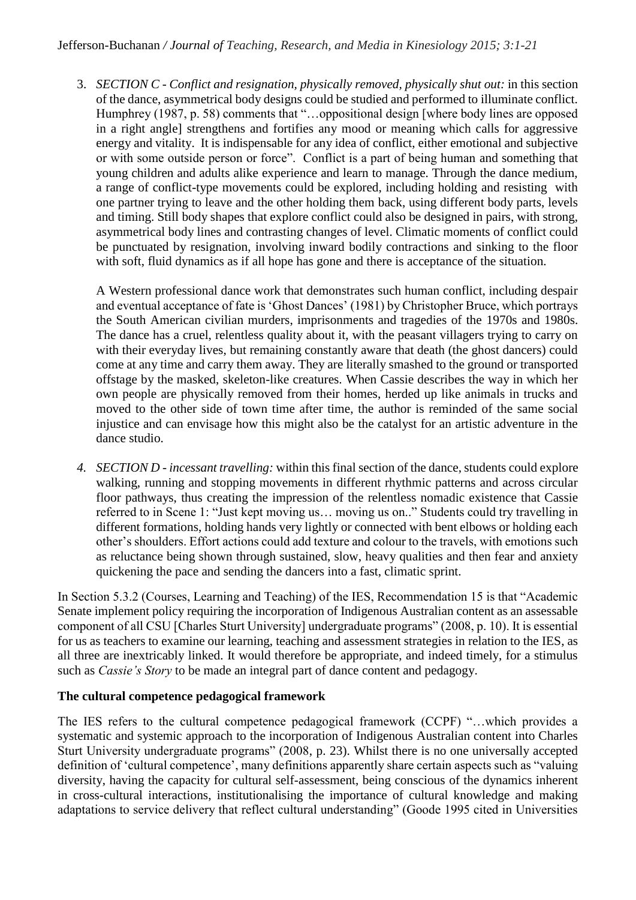3. *SECTION C - Conflict and resignation, physically removed, physically shut out:* in this section of the dance, asymmetrical body designs could be studied and performed to illuminate conflict. Humphrey (1987, p. 58) comments that "…oppositional design [where body lines are opposed in a right angle] strengthens and fortifies any mood or meaning which calls for aggressive energy and vitality. It is indispensable for any idea of conflict, either emotional and subjective or with some outside person or force". Conflict is a part of being human and something that young children and adults alike experience and learn to manage. Through the dance medium, a range of conflict-type movements could be explored, including holding and resisting with one partner trying to leave and the other holding them back, using different body parts, levels and timing. Still body shapes that explore conflict could also be designed in pairs, with strong, asymmetrical body lines and contrasting changes of level. Climatic moments of conflict could be punctuated by resignation, involving inward bodily contractions and sinking to the floor with soft, fluid dynamics as if all hope has gone and there is acceptance of the situation.

   A Western professional dance work that demonstrates such human conflict, including despair and eventual acceptance of fate is 'Ghost Dances' (1981) by Christopher Bruce, which portrays the South American civilian murders, imprisonments and tragedies of the 1970s and 1980s. The dance has a cruel, relentless quality about it, with the peasant villagers trying to carry on with their everyday lives, but remaining constantly aware that death (the ghost dancers) could come at any time and carry them away. They are literally smashed to the ground or transported offstage by the masked, skeleton-like creatures. When Cassie describes the way in which her own people are physically removed from their homes, herded up like animals in trucks and moved to the other side of town time after time, the author is reminded of the same social injustice and can envisage how this might also be the catalyst for an artistic adventure in the dance studio.

4. *SECTION D - incessant travelling:* within this final section of the dance, students could explore walking, running and stopping movements in different rhythmic patterns and across circular floor pathways, thus creating the impression of the relentless nomadic existence that Cassie referred to in Scene 1: "Just kept moving us… moving us on.." Students could try travelling in different formations, holding hands very lightly or connected with bent elbows or holding each other's shoulders. Effort actions could add texture and colour to the travels, with emotions such as reluctance being shown through sustained, slow, heavy qualities and then fear and anxiety quickening the pace and sending the dancers into a fast, climatic sprint.

In Section 5.3.2 (Courses, Learning and Teaching) of the IES, Recommendation 15 is that "Academic Senate implement policy requiring the incorporation of Indigenous Australian content as an assessable component of all CSU [Charles Sturt University] undergraduate programs" (2008, p. 10). It is essential for us as teachers to examine our learning, teaching and assessment strategies in relation to the IES, as all three are inextricably linked. It would therefore be appropriate, and indeed timely, for a stimulus such as *Cassie's Story* to be made an integral part of dance content and pedagogy.

**The cultural competence pedagogical framework**

The IES refers to the cultural competence pedagogical framework (CCPF) "…which provides a systematic and systemic approach to the incorporation of Indigenous Australian content into Charles Sturt University undergraduate programs" (2008, p. 23). Whilst there is no one universally accepted definition of 'cultural competence', many definitions apparently share certain aspects such as "valuing diversity, having the capacity for cultural self-assessment, being conscious of the dynamics inherent in cross-cultural interactions, institutionalising the importance of cultural knowledge and making adaptations to service delivery that reflect cultural understanding" (Goode 1995 cited in Universities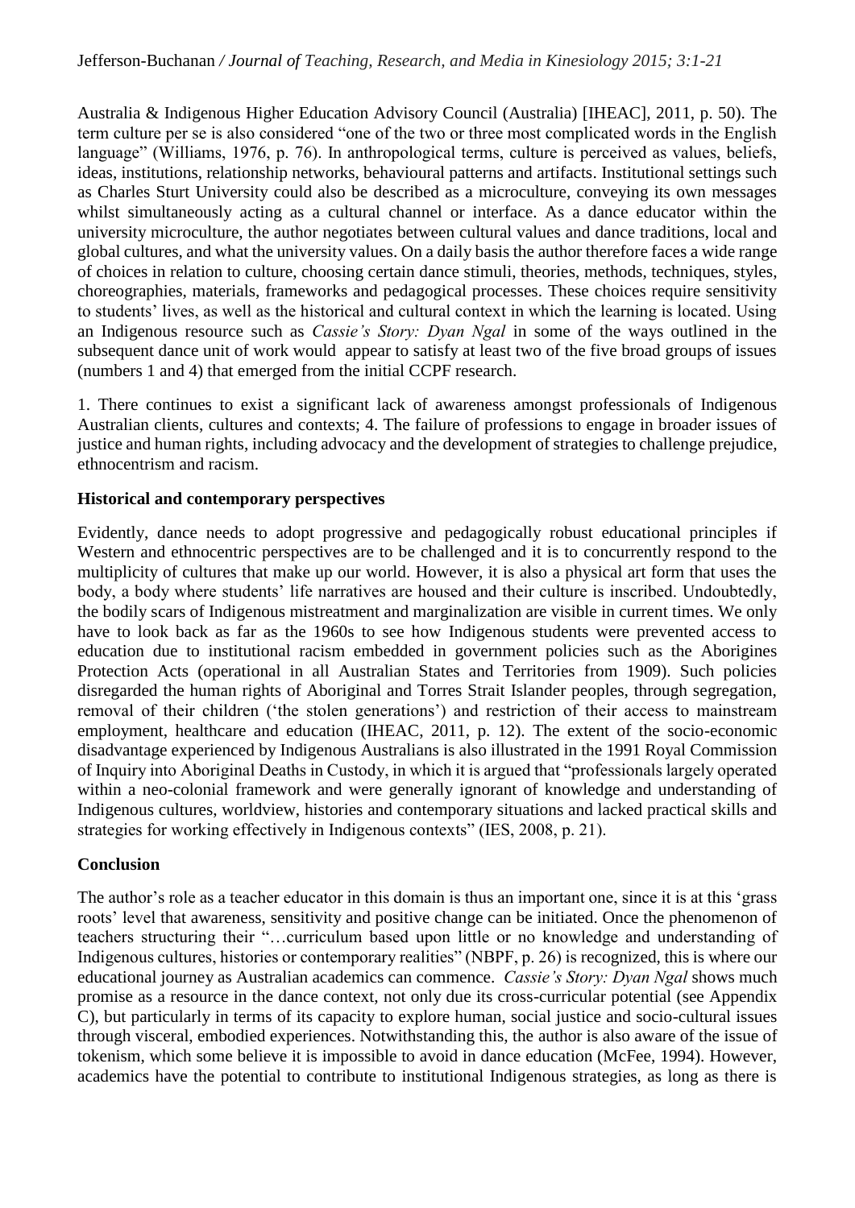Australia & Indigenous Higher Education Advisory Council (Australia) [IHEAC], 2011, p. 50). The term culture per se is also considered "one of the two or three most complicated words in the English language" (Williams, 1976, p. 76). In anthropological terms, culture is perceived as values, beliefs, ideas, institutions, relationship networks, behavioural patterns and artifacts. Institutional settings such as Charles Sturt University could also be described as a microculture, conveying its own messages whilst simultaneously acting as a cultural channel or interface. As a dance educator within the university microculture, the author negotiates between cultural values and dance traditions, local and global cultures, and what the university values. On a daily basis the author therefore faces a wide range of choices in relation to culture, choosing certain dance stimuli, theories, methods, techniques, styles, choreographies, materials, frameworks and pedagogical processes. These choices require sensitivity to students' lives, as well as the historical and cultural context in which the learning is located. Using an Indigenous resource such as *Cassie's Story: Dyan Ngal* in some of the ways outlined in the subsequent dance unit of work would appear to satisfy at least two of the five broad groups of issues (numbers 1 and 4) that emerged from the initial CCPF research.

1. There continues to exist a significant lack of awareness amongst professionals of Indigenous Australian clients, cultures and contexts; 4. The failure of professions to engage in broader issues of justice and human rights, including advocacy and the development of strategies to challenge prejudice, ethnocentrism and racism.

**Historical and contemporary perspectives**

Evidently, dance needs to adopt progressive and pedagogically robust educational principles if Western and ethnocentric perspectives are to be challenged and it is to concurrently respond to the multiplicity of cultures that make up our world. However, it is also a physical art form that uses the body, a body where students' life narratives are housed and their culture is inscribed. Undoubtedly, the bodily scars of Indigenous mistreatment and marginalization are visible in current times. We only have to look back as far as the 1960s to see how Indigenous students were prevented access to education due to institutional racism embedded in government policies such as the Aborigines Protection Acts (operational in all Australian States and Territories from 1909). Such policies disregarded the human rights of Aboriginal and Torres Strait Islander peoples, through segregation, removal of their children ('the stolen generations') and restriction of their access to mainstream employment, healthcare and education (IHEAC, 2011, p. 12). The extent of the socio-economic disadvantage experienced by Indigenous Australians is also illustrated in the 1991 Royal Commission of Inquiry into Aboriginal Deaths in Custody, in which it is argued that "professionals largely operated within a neo-colonial framework and were generally ignorant of knowledge and understanding of Indigenous cultures, worldview, histories and contemporary situations and lacked practical skills and strategies for working effectively in Indigenous contexts" (IES, 2008, p. 21).

**Conclusion**

The author's role as a teacher educator in this domain is thus an important one, since it is at this 'grass roots' level that awareness, sensitivity and positive change can be initiated. Once the phenomenon of teachers structuring their "…curriculum based upon little or no knowledge and understanding of Indigenous cultures, histories or contemporary realities" (NBPF, p. 26) is recognized, this is where our educational journey as Australian academics can commence. *Cassie's Story: Dyan Ngal* shows much promise as a resource in the dance context, not only due its cross-curricular potential (see Appendix C), but particularly in terms of its capacity to explore human, social justice and socio-cultural issues through visceral, embodied experiences. Notwithstanding this, the author is also aware of the issue of tokenism, which some believe it is impossible to avoid in dance education (McFee, 1994). However, academics have the potential to contribute to institutional Indigenous strategies, as long as there is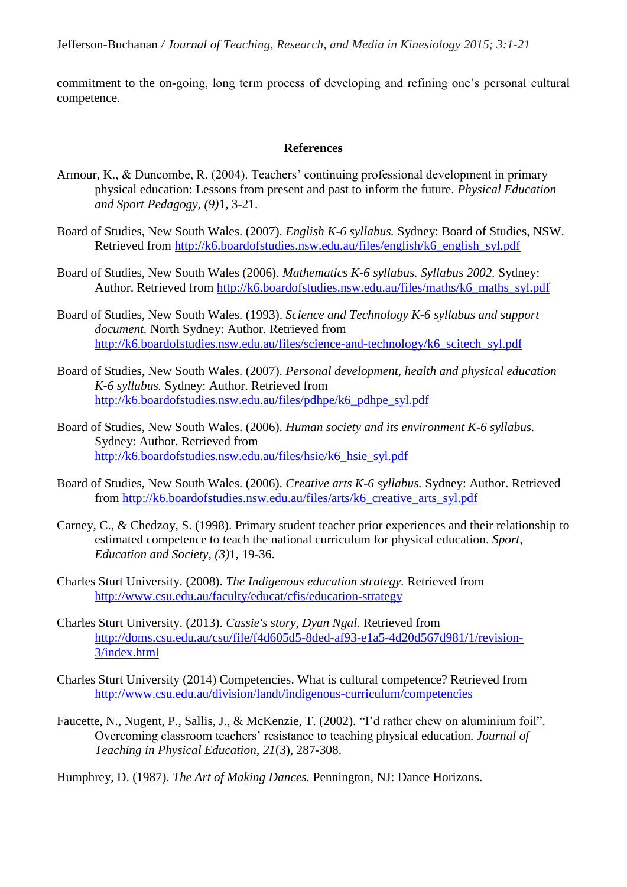commitment to the on-going, long term process of developing and refining one's personal cultural competence.

## References

Armour, K., & Duncombe, R. (2004). Teachers' continuing professional development in primary physical education: Lessons from present and past to inform the future. *Physical Education and Sport Pedagogy, (9)*1, 3-21.

Board of Studies, New South Wales. (2007). *English K-6 syllabus.* Sydney: Board of Studies, NSW. Retrieved from http://k6.boardofstudies.nsw.edu.au/files/english/k6_english_syl.pdf

Board of Studies, New South Wales (2006). *Mathematics K-6 syllabus. Syllabus 2002.* Sydney: Author. Retrieved from http://k6.boardofstudies.nsw.edu.au/files/maths/k6_maths_syl.pdf

Board of Studies, New South Wales. (1993). *Science and Technology K-6 syllabus and support document.* North Sydney: Author. Retrieved from http://k6.boardofstudies.nsw.edu.au/files/science-and-technology/k6_scitech_syl.pdf

Board of Studies, New South Wales. (2007). *Personal development, health and physical education K-6 syllabus.* Sydney: Author. Retrieved from http://k6.boardofstudies.nsw.edu.au/files/pdhpe/k6_pdhpe_syl.pdf

Board of Studies, New South Wales. (2006). *Human society and its environment K-6 syllabus.* Sydney: Author. Retrieved from http://k6.boardofstudies.nsw.edu.au/files/hsie/k6_hsie_syl.pdf

Board of Studies, New South Wales. (2006). *Creative arts K-6 syllabus.* Sydney: Author. Retrieved from http://k6.boardofstudies.nsw.edu.au/files/arts/k6_creative_arts_syl.pdf

Carney, C., & Chedzoy, S. (1998). Primary student teacher prior experiences and their relationship to estimated competence to teach the national curriculum for physical education. *Sport, Education and Society, (3)*1, 19-36.

Charles Sturt University. (2008). *The Indigenous education strategy.* Retrieved from http://www.csu.edu.au/faculty/educat/cfis/education-strategy

Charles Sturt University. (2013). *Cassie's story, Dyan Ngal.* Retrieved from http://doms.csu.edu.au/csu/file/f4d605d5-8ded-af93-e1a5-4d20d567d981/1/revision-3/index.html

Charles Sturt University (2014) Competencies. What is cultural competence? Retrieved from http://www.csu.edu.au/division/landt/indigenous-curriculum/competencies

Faucette, N., Nugent, P., Sallis, J., & McKenzie, T. (2002). "I'd rather chew on aluminium foil". Overcoming classroom teachers' resistance to teaching physical education. *Journal of Teaching in Physical Education, 21*(3), 287-308.

Humphrey, D. (1987). *The Art of Making Dances.* Pennington, NJ: Dance Horizons.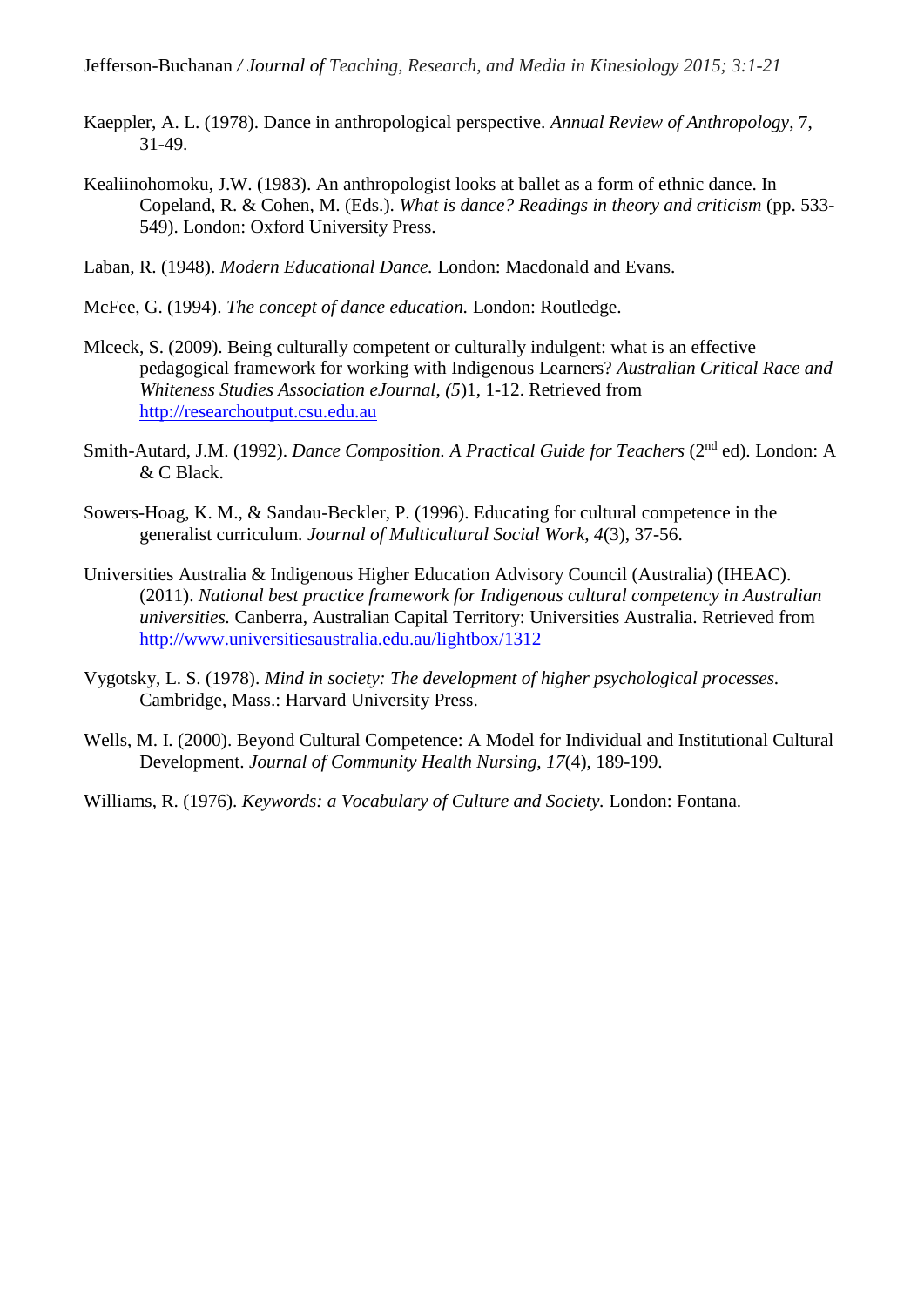Kaeppler, A. L. (1978). Dance in anthropological perspective. *Annual Review of Anthropology*, 7, 31-49.

Kealiinohomoku, J.W. (1983). An anthropologist looks at ballet as a form of ethnic dance. In Copeland, R. & Cohen, M. (Eds.). *What is dance? Readings in theory and criticism* (pp. 533-549). London: Oxford University Press.

Laban, R. (1948). *Modern Educational Dance.* London: Macdonald and Evans.

McFee, G. (1994). *The concept of dance education.* London: Routledge.

Mlceck, S. (2009). Being culturally competent or culturally indulgent: what is an effective pedagogical framework for working with Indigenous Learners? *Australian Critical Race and Whiteness Studies Association eJournal*, *(5)*1, 1-12. Retrieved from http://researchoutput.csu.edu.au

Smith-Autard, J.M. (1992). *Dance Composition. A Practical Guide for Teachers* (2nd ed). London: A & C Black.

Sowers-Hoag, K. M., & Sandau-Beckler, P. (1996). Educating for cultural competence in the generalist curriculum. *Journal of Multicultural Social Work, 4*(3), 37-56.

Universities Australia & Indigenous Higher Education Advisory Council (Australia) (IHEAC). (2011). *National best practice framework for Indigenous cultural competency in Australian universities.* Canberra, Australian Capital Territory: Universities Australia. Retrieved from http://www.universitiesaustralia.edu.au/lightbox/1312

Vygotsky, L. S. (1978). *Mind in society: The development of higher psychological processes.* Cambridge, Mass.: Harvard University Press.

Wells, M. I. (2000). Beyond Cultural Competence: A Model for Individual and Institutional Cultural Development. *Journal of Community Health Nursing, 17*(4), 189-199.

Williams, R. (1976). *Keywords: a Vocabulary of Culture and Society.* London: Fontana.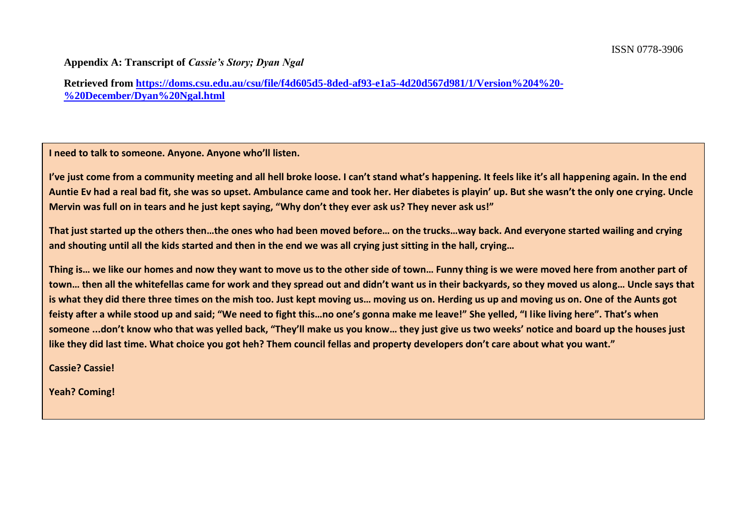**Appendix A: Transcript of *Cassie's Story; Dyan Ngal***

**Retrieved from [https://doms.csu.edu.au/csu/file/f4d605d5-8ded-af93-e1a5-4d20d567d981/1/Version%204%20-%20December/Dyan%20Ngal.html](https://doms.csu.edu.au/csu/file/f4d605d5-8ded-af93-e1a5-4d20d567d981/1/Version%204%20-%20December/Dyan%20Ngal.html)**

**I need to talk to someone. Anyone. Anyone who'll listen.**

**I've just come from a community meeting and all hell broke loose. I can't stand what's happening. It feels like it's all happening again. In the end Auntie Ev had a real bad fit, she was so upset. Ambulance came and took her. Her diabetes is playin' up. But she wasn't the only one crying. Uncle Mervin was full on in tears and he just kept saying, "Why don't they ever ask us? They never ask us!"**

**That just started up the others then…the ones who had been moved before… on the trucks…way back. And everyone started wailing and crying and shouting until all the kids started and then in the end we was all crying just sitting in the hall, crying…**

**Thing is… we like our homes and now they want to move us to the other side of town… Funny thing is we were moved here from another part of town… then all the whitefellas came for work and they spread out and didn't want us in their backyards, so they moved us along… Uncle says that is what they did there three times on the mish too. Just kept moving us… moving us on. Herding us up and moving us on. One of the Aunts got feisty after a while stood up and said; "We need to fight this…no one's gonna make me leave!" She yelled, "I like living here". That's when someone ...don't know who that was yelled back, "They'll make us you know… they just give us two weeks' notice and board up the houses just like they did last time. What choice you got heh? Them council fellas and property developers don't care about what you want."**

**Cassie? Cassie!**

**Yeah? Coming!**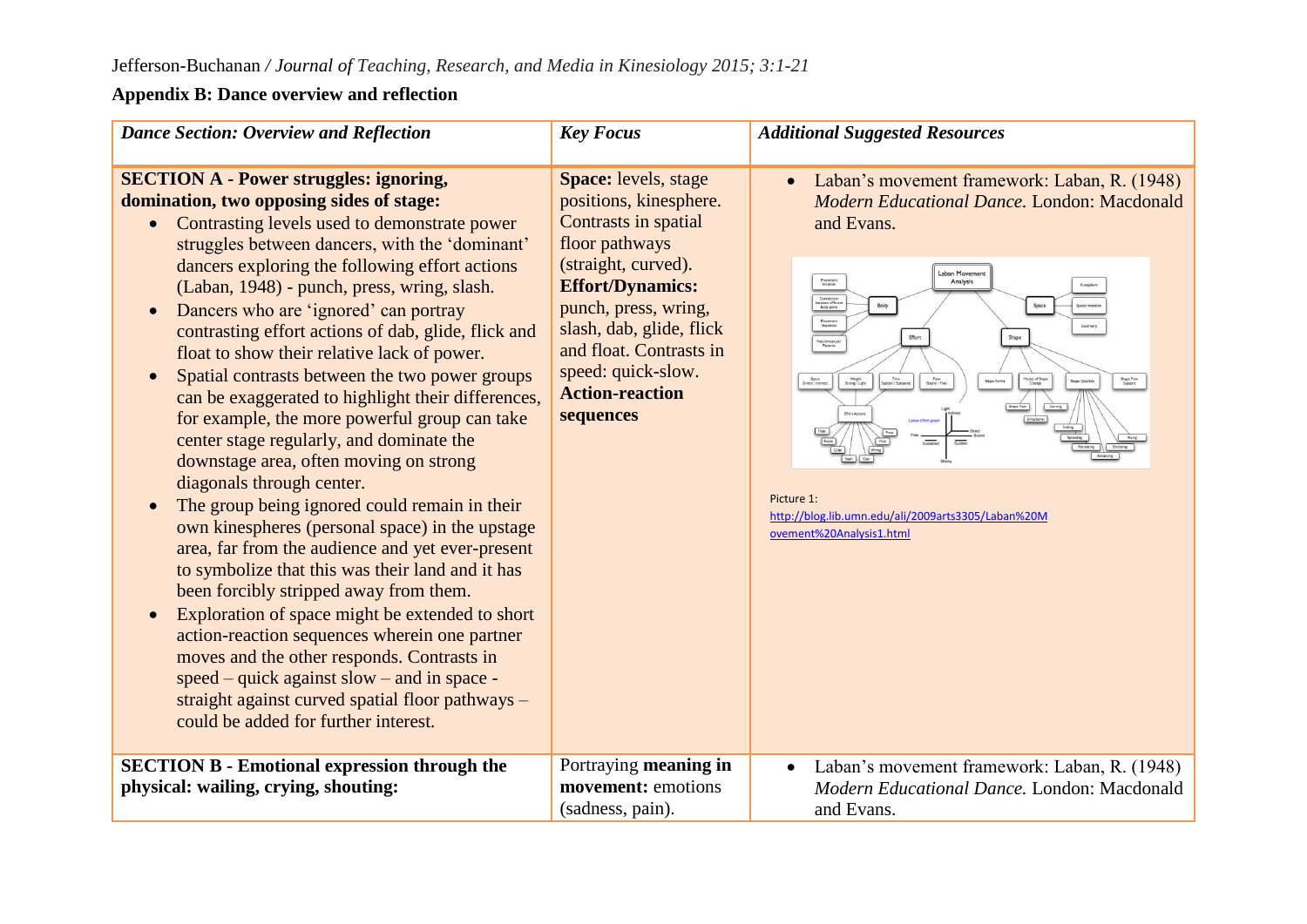## Appendix B: Dance overview and reflection

| *Dance Section: Overview and Reflection* | *Key Focus* | *Additional Suggested Resources* |
| --- | --- | --- |
| **SECTION A - Power struggles: ignoring, domination, two opposing sides of stage:**<br>• Contrasting levels used to demonstrate power struggles between dancers, with the 'dominant' dancers exploring the following effort actions (Laban, 1948) - punch, press, wring, slash.<br>• Dancers who are 'ignored' can portray contrasting effort actions of dab, glide, flick and float to show their relative lack of power.<br>• Spatial contrasts between the two power groups can be exaggerated to highlight their differences, for example, the more powerful group can take center stage regularly, and dominate the downstage area, often moving on strong diagonals through center.<br>• The group being ignored could remain in their own kinespheres (personal space) in the upstage area, far from the audience and yet ever-present to symbolize that this was their land and it has been forcibly stripped away from them.<br>• Exploration of space might be extended to short action-reaction sequences wherein one partner moves and the other responds. Contrasts in speed – quick against slow – and in space - straight against curved spatial floor pathways – could be added for further interest. | **Space:** levels, stage positions, kinesphere. Contrasts in spatial floor pathways (straight, curved).<br>**Effort/Dynamics:** punch, press, wring, slash, dab, glide, flick and float. Contrasts in speed: quick-slow.<br>**Action-reaction sequences** | • Laban's movement framework: Laban, R. (1948) *Modern Educational Dance.* London: Macdonald and Evans.<br>Picture 1:<br>http://blog.lib.umn.edu/ali/2009arts3305/Laban%20Movement%20Analysis1.html |
| **SECTION B - Emotional expression through the physical: wailing, crying, shouting:** | Portraying **meaning in movement:** emotions (sadness, pain). | • Laban's movement framework: Laban, R. (1948) *Modern Educational Dance.* London: Macdonald and Evans. |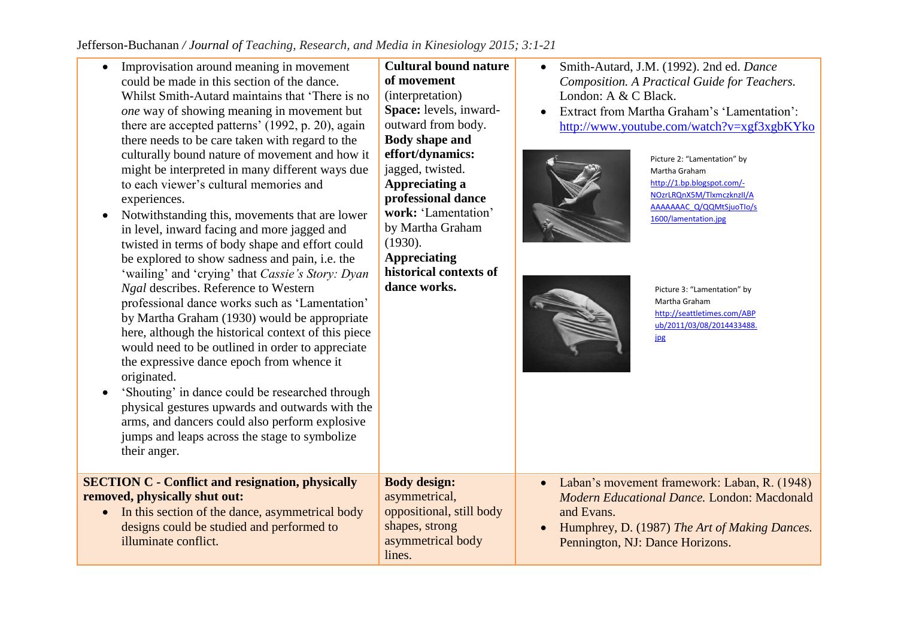| | | |
|---|---|---|
| • Improvisation around meaning in movement could be made in this section of the dance. Whilst Smith-Autard maintains that 'There is no *one* way of showing meaning in movement but there are accepted patterns' (1992, p. 20), again there needs to be care taken with regard to the culturally bound nature of movement and how it might be interpreted in many different ways due to each viewer's cultural memories and experiences.<br>• Notwithstanding this, movements that are lower in level, inward facing and more jagged and twisted in terms of body shape and effort could be explored to show sadness and pain, i.e. the 'wailing' and 'crying' that *Cassie's Story: Dyan Ngal* describes. Reference to Western professional dance works such as 'Lamentation' by Martha Graham (1930) would be appropriate here, although the historical context of this piece would need to be outlined in order to appreciate the expressive dance epoch from whence it originated.<br>• 'Shouting' in dance could be researched through physical gestures upwards and outwards with the arms, and dancers could also perform explosive jumps and leaps across the stage to symbolize their anger. | **Cultural bound nature of movement** (interpretation)<br>**Space:** levels, inward-outward from body.<br>**Body shape and effort/dynamics:** jagged, twisted.<br>**Appreciating a professional dance work:** 'Lamentation' by Martha Graham (1930).<br>**Appreciating historical contexts of dance works.** | • Smith-Autard, J.M. (1992). 2nd ed. *Dance Composition. A Practical Guide for Teachers.* London: A & C Black.<br>• Extract from Martha Graham's 'Lamentation': http://www.youtube.com/watch?v=xgf3xgbKYko<br><br>Picture 2: "Lamentation" by Martha Graham http://1.bp.blogspot.com/-NOzrLRQnX5M/TlxmczknzII/AAAAAAAAC_Q/QQMtSjuoTIo/s1600/lamentation.jpg<br><br>Picture 3: "Lamentation" by Martha Graham http://seattletimes.com/ABPub/2011/03/08/2014433488.jpg |
| **SECTION C - Conflict and resignation, physically removed, physically shut out:**<br>• In this section of the dance, asymmetrical body designs could be studied and performed to illuminate conflict. | **Body design:** asymmetrical, oppositional, still body shapes, strong asymmetrical body lines. | • Laban's movement framework: Laban, R. (1948) *Modern Educational Dance.* London: Macdonald and Evans.<br>• Humphrey, D. (1987) *The Art of Making Dances.* Pennington, NJ: Dance Horizons. |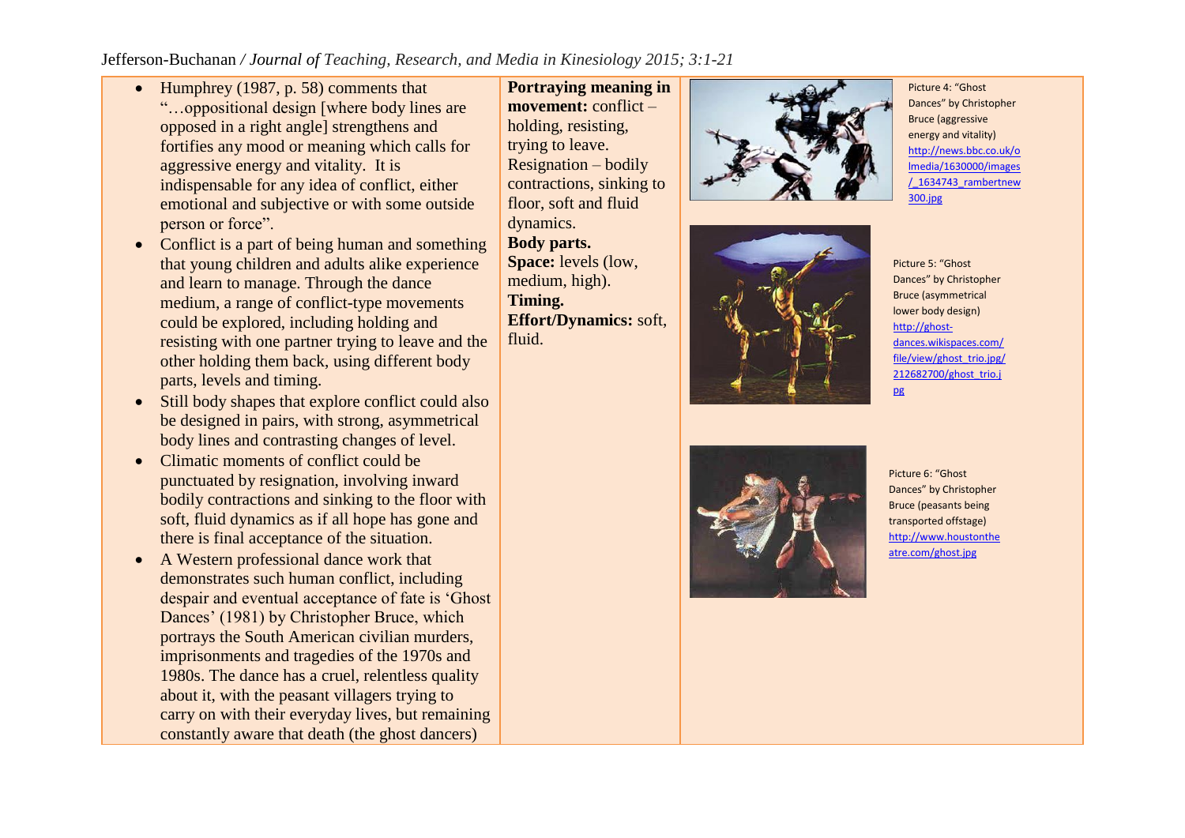| | | |
|---|---|---|
| • Humphrey (1987, p. 58) comments that "…oppositional design [where body lines are opposed in a right angle] strengthens and fortifies any mood or meaning which calls for aggressive energy and vitality. It is indispensable for any idea of conflict, either emotional and subjective or with some outside person or force".<br>• Conflict is a part of being human and something that young children and adults alike experience and learn to manage. Through the dance medium, a range of conflict-type movements could be explored, including holding and resisting with one partner trying to leave and the other holding them back, using different body parts, levels and timing.<br>• Still body shapes that explore conflict could also be designed in pairs, with strong, asymmetrical body lines and contrasting changes of level.<br>• Climatic moments of conflict could be punctuated by resignation, involving inward bodily contractions and sinking to the floor with soft, fluid dynamics as if all hope has gone and there is final acceptance of the situation.<br>• A Western professional dance work that demonstrates such human conflict, including despair and eventual acceptance of fate is 'Ghost Dances' (1981) by Christopher Bruce, which portrays the South American civilian murders, imprisonments and tragedies of the 1970s and 1980s. The dance has a cruel, relentless quality about it, with the peasant villagers trying to carry on with their everyday lives, but remaining constantly aware that death (the ghost dancers) | **Portraying meaning in movement:** conflict – holding, resisting, trying to leave. Resignation – bodily contractions, sinking to floor, soft and fluid dynamics.<br>**Body parts.**<br>**Space:** levels (low, medium, high).<br>**Timing.**<br>**Effort/Dynamics:** soft, fluid. | Picture 4: "Ghost Dances" by Christopher Bruce (aggressive energy and vitality) http://news.bbc.co.uk/olmedia/1630000/images/_1634743_rambertnew300.jpg<br><br>Picture 5: "Ghost Dances" by Christopher Bruce (asymmetrical lower body design) http://ghost-dances.wikispaces.com/file/view/ghost_trio.jpg/212682700/ghost_trio.jpg<br><br>Picture 6: "Ghost Dances" by Christopher Bruce (peasants being transported offstage) http://www.houstontheatre.com/ghost.jpg |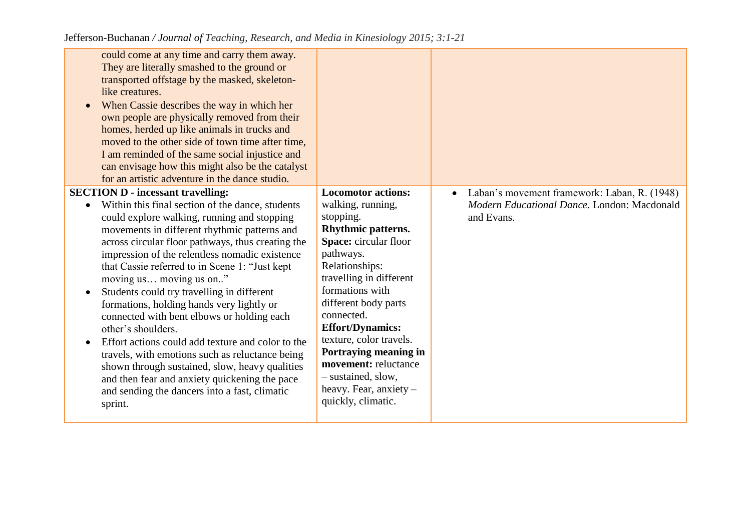| | | |
|---|---|---|
| could come at any time and carry them away. They are literally smashed to the ground or transported offstage by the masked, skeleton-like creatures.<br>• When Cassie describes the way in which her own people are physically removed from their homes, herded up like animals in trucks and moved to the other side of town time after time, I am reminded of the same social injustice and can envisage how this might also be the catalyst for an artistic adventure in the dance studio. | | |
| **SECTION D - incessant travelling:**<br>• Within this final section of the dance, students could explore walking, running and stopping movements in different rhythmic patterns and across circular floor pathways, thus creating the impression of the relentless nomadic existence that Cassie referred to in Scene 1: "Just kept moving us… moving us on.."<br>• Students could try travelling in different formations, holding hands very lightly or connected with bent elbows or holding each other's shoulders.<br>• Effort actions could add texture and color to the travels, with emotions such as reluctance being shown through sustained, slow, heavy qualities and then fear and anxiety quickening the pace and sending the dancers into a fast, climatic sprint. | **Locomotor actions:** walking, running, stopping.<br>**Rhythmic patterns.**<br>**Space:** circular floor pathways.<br>Relationships: travelling in different formations with different body parts connected.<br>**Effort/Dynamics:** texture, color travels.<br>**Portraying meaning in movement:** reluctance – sustained, slow, heavy. Fear, anxiety – quickly, climatic. | • Laban's movement framework: Laban, R. (1948) *Modern Educational Dance.* London: Macdonald and Evans. |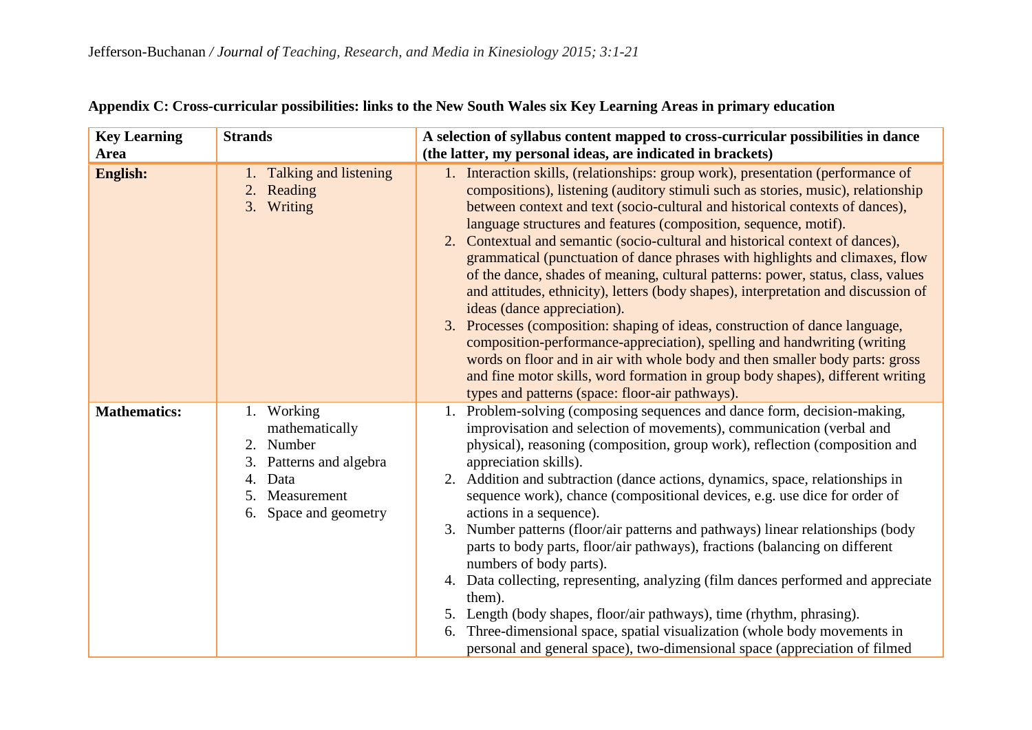**Appendix C: Cross-curricular possibilities: links to the New South Wales six Key Learning Areas in primary education**

| Key Learning Area | Strands | A selection of syllabus content mapped to cross-curricular possibilities in dance (the latter, my personal ideas, are indicated in brackets) |
|---|---|---|
| **English:** | 1. Talking and listening<br>2. Reading<br>3. Writing | 1. Interaction skills, (relationships: group work), presentation (performance of compositions), listening (auditory stimuli such as stories, music), relationship between context and text (socio-cultural and historical contexts of dances), language structures and features (composition, sequence, motif).<br>2. Contextual and semantic (socio-cultural and historical context of dances), grammatical (punctuation of dance phrases with highlights and climaxes, flow of the dance, shades of meaning, cultural patterns: power, status, class, values and attitudes, ethnicity), letters (body shapes), interpretation and discussion of ideas (dance appreciation).<br>3. Processes (composition: shaping of ideas, construction of dance language, composition-performance-appreciation), spelling and handwriting (writing words on floor and in air with whole body and then smaller body parts: gross and fine motor skills, word formation in group body shapes), different writing types and patterns (space: floor-air pathways). |
| **Mathematics:** | 1. Working mathematically<br>2. Number<br>3. Patterns and algebra<br>4. Data<br>5. Measurement<br>6. Space and geometry | 1. Problem-solving (composing sequences and dance form, decision-making, improvisation and selection of movements), communication (verbal and physical), reasoning (composition, group work), reflection (composition and appreciation skills).<br>2. Addition and subtraction (dance actions, dynamics, space, relationships in sequence work), chance (compositional devices, e.g. use dice for order of actions in a sequence).<br>3. Number patterns (floor/air patterns and pathways) linear relationships (body parts to body parts, floor/air pathways), fractions (balancing on different numbers of body parts).<br>4. Data collecting, representing, analyzing (film dances performed and appreciate them).<br>5. Length (body shapes, floor/air pathways), time (rhythm, phrasing).<br>6. Three-dimensional space, spatial visualization (whole body movements in personal and general space), two-dimensional space (appreciation of filmed |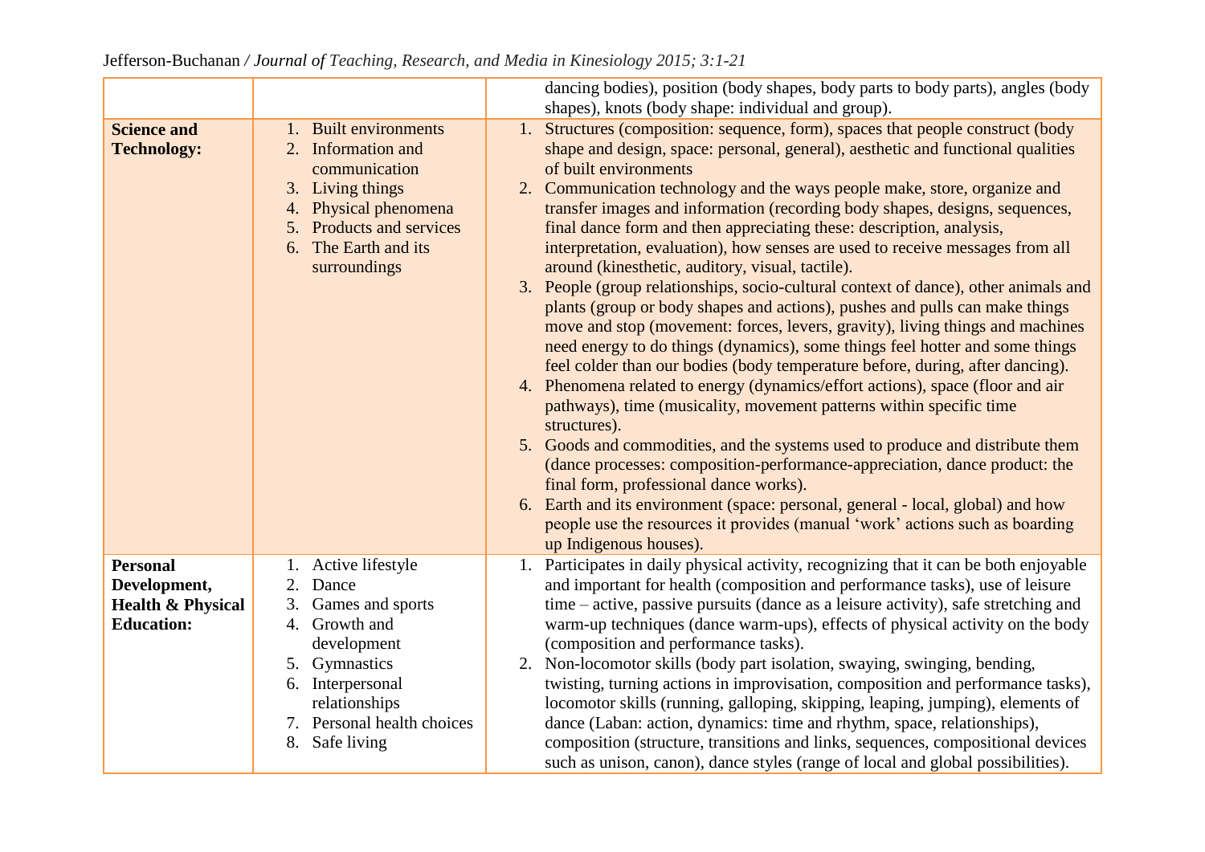| | | |
|---|---|---|
| | | dancing bodies), position (body shapes, body parts to body parts), angles (body shapes), knots (body shape: individual and group). |
| **Science and Technology:** | 1. Built environments<br>2. Information and communication<br>3. Living things<br>4. Physical phenomena<br>5. Products and services<br>6. The Earth and its surroundings | 1. Structures (composition: sequence, form), spaces that people construct (body shape and design, space: personal, general), aesthetic and functional qualities of built environments<br>2. Communication technology and the ways people make, store, organize and transfer images and information (recording body shapes, designs, sequences, final dance form and then appreciating these: description, analysis, interpretation, evaluation), how senses are used to receive messages from all around (kinesthetic, auditory, visual, tactile).<br>3. People (group relationships, socio-cultural context of dance), other animals and plants (group or body shapes and actions), pushes and pulls can make things move and stop (movement: forces, levers, gravity), living things and machines need energy to do things (dynamics), some things feel hotter and some things feel colder than our bodies (body temperature before, during, after dancing).<br>4. Phenomena related to energy (dynamics/effort actions), space (floor and air pathways), time (musicality, movement patterns within specific time structures).<br>5. Goods and commodities, and the systems used to produce and distribute them (dance processes: composition-performance-appreciation, dance product: the final form, professional dance works).<br>6. Earth and its environment (space: personal, general - local, global) and how people use the resources it provides (manual 'work' actions such as boarding up Indigenous houses). |
| **Personal Development, Health & Physical Education:** | 1. Active lifestyle<br>2. Dance<br>3. Games and sports<br>4. Growth and development<br>5. Gymnastics<br>6. Interpersonal relationships<br>7. Personal health choices<br>8. Safe living | 1. Participates in daily physical activity, recognizing that it can be both enjoyable and important for health (composition and performance tasks), use of leisure time – active, passive pursuits (dance as a leisure activity), safe stretching and warm-up techniques (dance warm-ups), effects of physical activity on the body (composition and performance tasks).<br>2. Non-locomotor skills (body part isolation, swaying, swinging, bending, twisting, turning actions in improvisation, composition and performance tasks), locomotor skills (running, galloping, skipping, leaping, jumping), elements of dance (Laban: action, dynamics: time and rhythm, space, relationships), composition (structure, transitions and links, sequences, compositional devices such as unison, canon), dance styles (range of local and global possibilities). |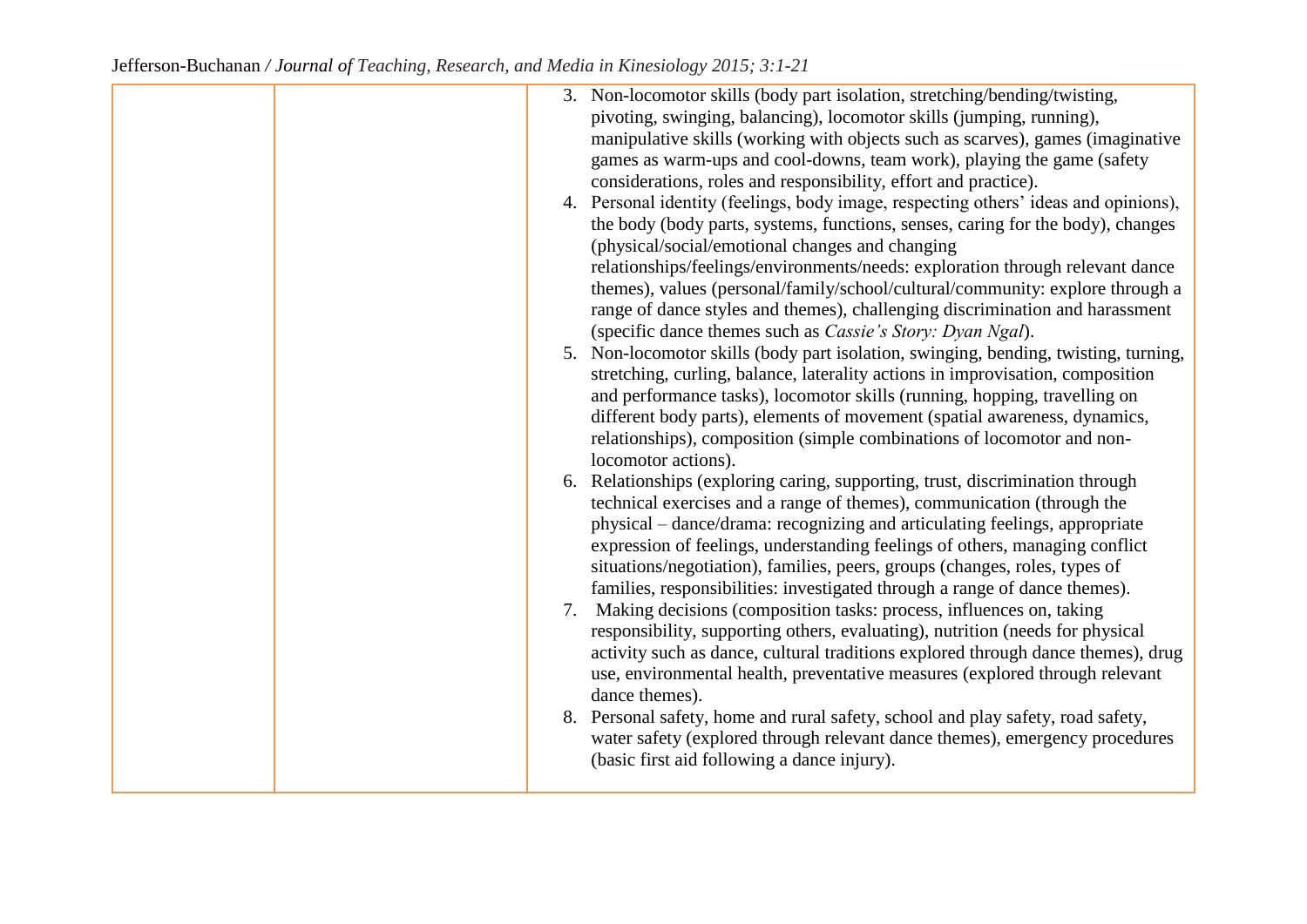|  |  | 3. Non-locomotor skills (body part isolation, stretching/bending/twisting, pivoting, swinging, balancing), locomotor skills (jumping, running), manipulative skills (working with objects such as scarves), games (imaginative games as warm-ups and cool-downs, team work), playing the game (safety considerations, roles and responsibility, effort and practice).<br>4. Personal identity (feelings, body image, respecting others' ideas and opinions), the body (body parts, systems, functions, senses, caring for the body), changes (physical/social/emotional changes and changing relationships/feelings/environments/needs: exploration through relevant dance themes), values (personal/family/school/cultural/community: explore through a range of dance styles and themes), challenging discrimination and harassment (specific dance themes such as *Cassie's Story: Dyan Ngal*).<br>5. Non-locomotor skills (body part isolation, swinging, bending, twisting, turning, stretching, curling, balance, laterality actions in improvisation, composition and performance tasks), locomotor skills (running, hopping, travelling on different body parts), elements of movement (spatial awareness, dynamics, relationships), composition (simple combinations of locomotor and non-locomotor actions).<br>6. Relationships (exploring caring, supporting, trust, discrimination through technical exercises and a range of themes), communication (through the physical – dance/drama: recognizing and articulating feelings, appropriate expression of feelings, understanding feelings of others, managing conflict situations/negotiation), families, peers, groups (changes, roles, types of families, responsibilities: investigated through a range of dance themes).<br>7. Making decisions (composition tasks: process, influences on, taking responsibility, supporting others, evaluating), nutrition (needs for physical activity such as dance, cultural traditions explored through dance themes), drug use, environmental health, preventative measures (explored through relevant dance themes).<br>8. Personal safety, home and rural safety, school and play safety, road safety, water safety (explored through relevant dance themes), emergency procedures (basic first aid following a dance injury). |
|---|---|---|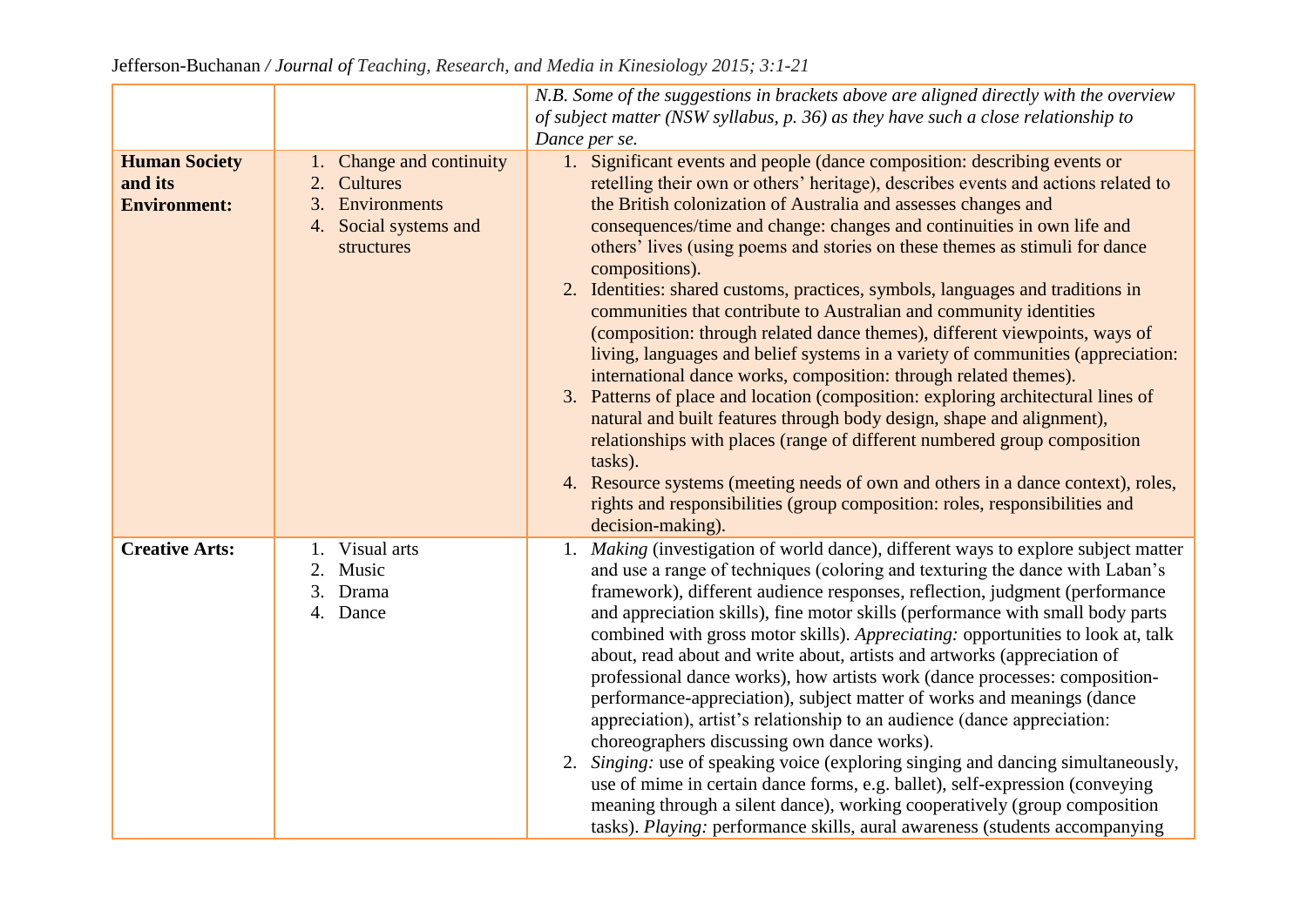| | | |
|---|---|---|
| | | *N.B. Some of the suggestions in brackets above are aligned directly with the overview of subject matter (NSW syllabus, p. 36) as they have such a close relationship to Dance per se.* |
| **Human Society and its Environment:** | 1. Change and continuity<br>2. Cultures<br>3. Environments<br>4. Social systems and structures | 1. Significant events and people (dance composition: describing events or retelling their own or others' heritage), describes events and actions related to the British colonization of Australia and assesses changes and consequences/time and change: changes and continuities in own life and others' lives (using poems and stories on these themes as stimuli for dance compositions).<br>2. Identities: shared customs, practices, symbols, languages and traditions in communities that contribute to Australian and community identities (composition: through related dance themes), different viewpoints, ways of living, languages and belief systems in a variety of communities (appreciation: international dance works, composition: through related themes).<br>3. Patterns of place and location (composition: exploring architectural lines of natural and built features through body design, shape and alignment), relationships with places (range of different numbered group composition tasks).<br>4. Resource systems (meeting needs of own and others in a dance context), roles, rights and responsibilities (group composition: roles, responsibilities and decision-making). |
| **Creative Arts:** | 1. Visual arts<br>2. Music<br>3. Drama<br>4. Dance | 1. *Making* (investigation of world dance), different ways to explore subject matter and use a range of techniques (coloring and texturing the dance with Laban's framework), different audience responses, reflection, judgment (performance and appreciation skills), fine motor skills (performance with small body parts combined with gross motor skills). *Appreciating:* opportunities to look at, talk about, read about and write about, artists and artworks (appreciation of professional dance works), how artists work (dance processes: composition-performance-appreciation), subject matter of works and meanings (dance appreciation), artist's relationship to an audience (dance appreciation: choreographers discussing own dance works).<br>2. *Singing:* use of speaking voice (exploring singing and dancing simultaneously, use of mime in certain dance forms, e.g. ballet), self-expression (conveying meaning through a silent dance), working cooperatively (group composition tasks). *Playing:* performance skills, aural awareness (students accompanying |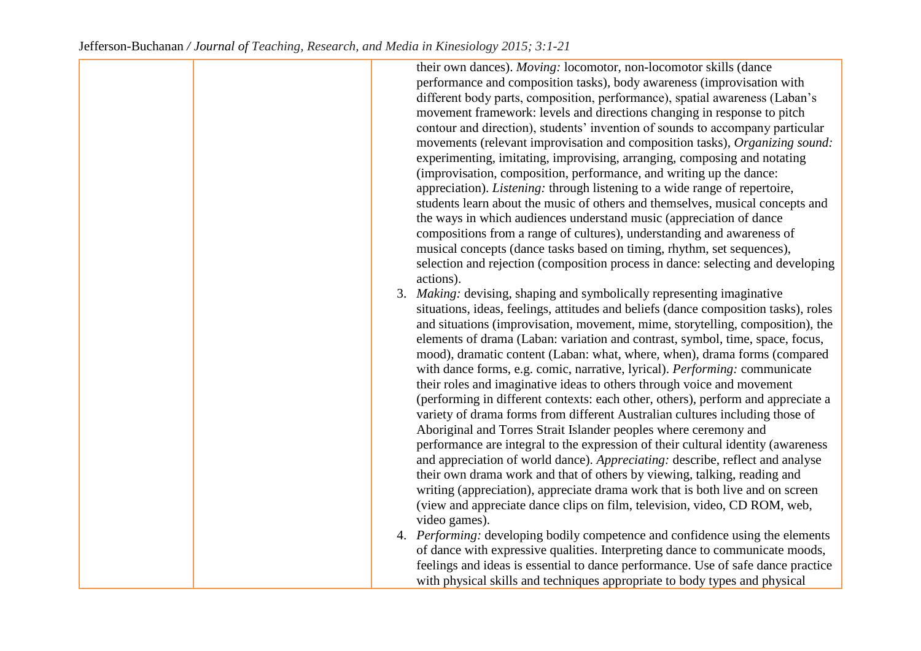| | | their own dances). *Moving:* locomotor, non-locomotor skills (dance performance and composition tasks), body awareness (improvisation with different body parts, composition, performance), spatial awareness (Laban's movement framework: levels and directions changing in response to pitch contour and direction), students' invention of sounds to accompany particular movements (relevant improvisation and composition tasks), *Organizing sound:* experimenting, imitating, improvising, arranging, composing and notating (improvisation, composition, performance, and writing up the dance: appreciation). *Listening:* through listening to a wide range of repertoire, students learn about the music of others and themselves, musical concepts and the ways in which audiences understand music (appreciation of dance compositions from a range of cultures), understanding and awareness of musical concepts (dance tasks based on timing, rhythm, set sequences), selection and rejection (composition process in dance: selecting and developing actions).<br>3. *Making:* devising, shaping and symbolically representing imaginative situations, ideas, feelings, attitudes and beliefs (dance composition tasks), roles and situations (improvisation, movement, mime, storytelling, composition), the elements of drama (Laban: variation and contrast, symbol, time, space, focus, mood), dramatic content (Laban: what, where, when), drama forms (compared with dance forms, e.g. comic, narrative, lyrical). *Performing:* communicate their roles and imaginative ideas to others through voice and movement (performing in different contexts: each other, others), perform and appreciate a variety of drama forms from different Australian cultures including those of Aboriginal and Torres Strait Islander peoples where ceremony and performance are integral to the expression of their cultural identity (awareness and appreciation of world dance). *Appreciating:* describe, reflect and analyse their own drama work and that of others by viewing, talking, reading and writing (appreciation), appreciate drama work that is both live and on screen (view and appreciate dance clips on film, television, video, CD ROM, web, video games).<br>4. *Performing:* developing bodily competence and confidence using the elements of dance with expressive qualities. Interpreting dance to communicate moods, feelings and ideas is essential to dance performance. Use of safe dance practice with physical skills and techniques appropriate to body types and physical |
|---|---|---|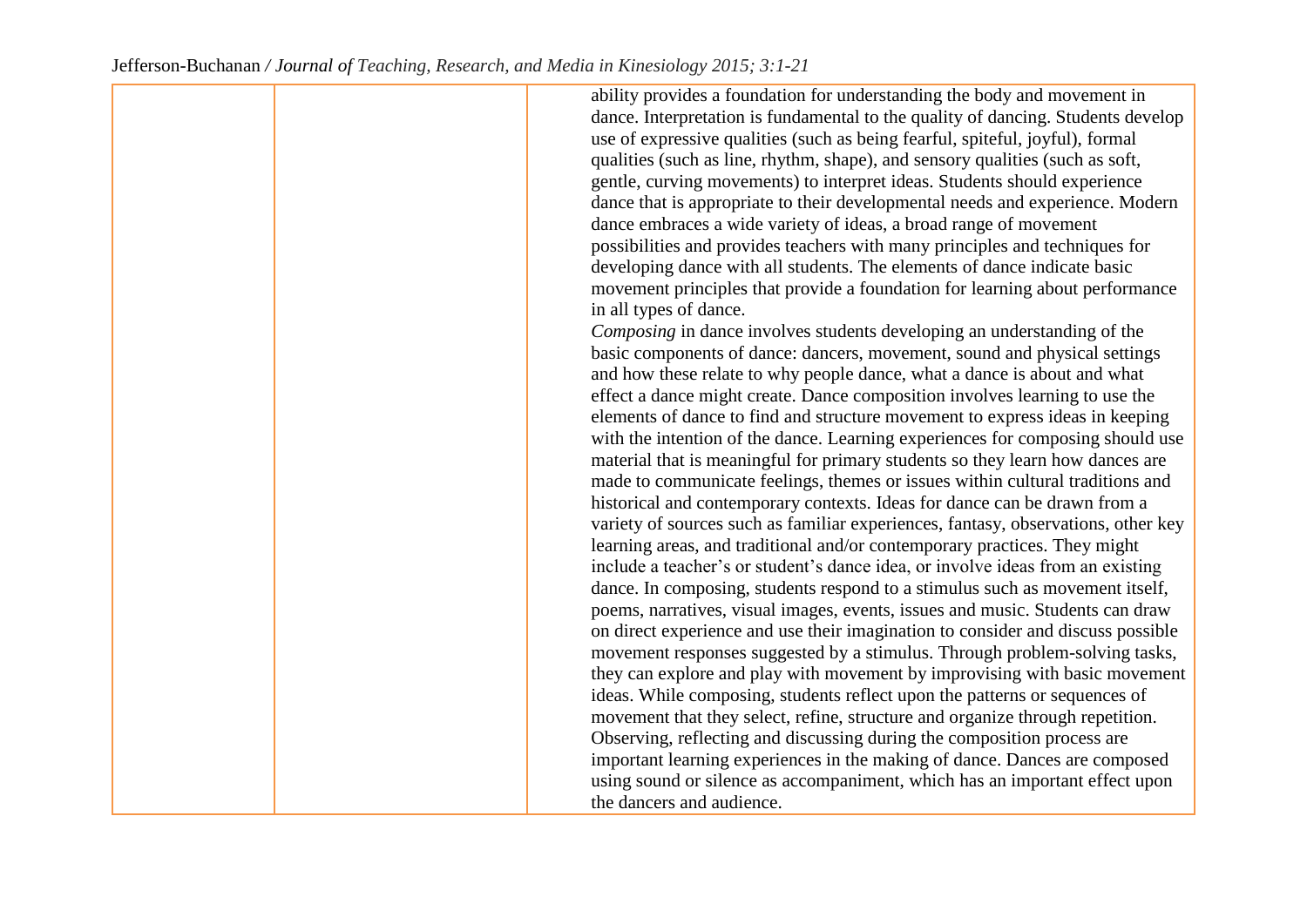| | | |
|---|---|---|
| | | ability provides a foundation for understanding the body and movement in dance. Interpretation is fundamental to the quality of dancing. Students develop use of expressive qualities (such as being fearful, spiteful, joyful), formal qualities (such as line, rhythm, shape), and sensory qualities (such as soft, gentle, curving movements) to interpret ideas. Students should experience dance that is appropriate to their developmental needs and experience. Modern dance embraces a wide variety of ideas, a broad range of movement possibilities and provides teachers with many principles and techniques for developing dance with all students. The elements of dance indicate basic movement principles that provide a foundation for learning about performance in all types of dance.<br>*Composing* in dance involves students developing an understanding of the basic components of dance: dancers, movement, sound and physical settings and how these relate to why people dance, what a dance is about and what effect a dance might create. Dance composition involves learning to use the elements of dance to find and structure movement to express ideas in keeping with the intention of the dance. Learning experiences for composing should use material that is meaningful for primary students so they learn how dances are made to communicate feelings, themes or issues within cultural traditions and historical and contemporary contexts. Ideas for dance can be drawn from a variety of sources such as familiar experiences, fantasy, observations, other key learning areas, and traditional and/or contemporary practices. They might include a teacher's or student's dance idea, or involve ideas from an existing dance. In composing, students respond to a stimulus such as movement itself, poems, narratives, visual images, events, issues and music. Students can draw on direct experience and use their imagination to consider and discuss possible movement responses suggested by a stimulus. Through problem-solving tasks, they can explore and play with movement by improvising with basic movement ideas. While composing, students reflect upon the patterns or sequences of movement that they select, refine, structure and organize through repetition. Observing, reflecting and discussing during the composition process are important learning experiences in the making of dance. Dances are composed using sound or silence as accompaniment, which has an important effect upon the dancers and audience. |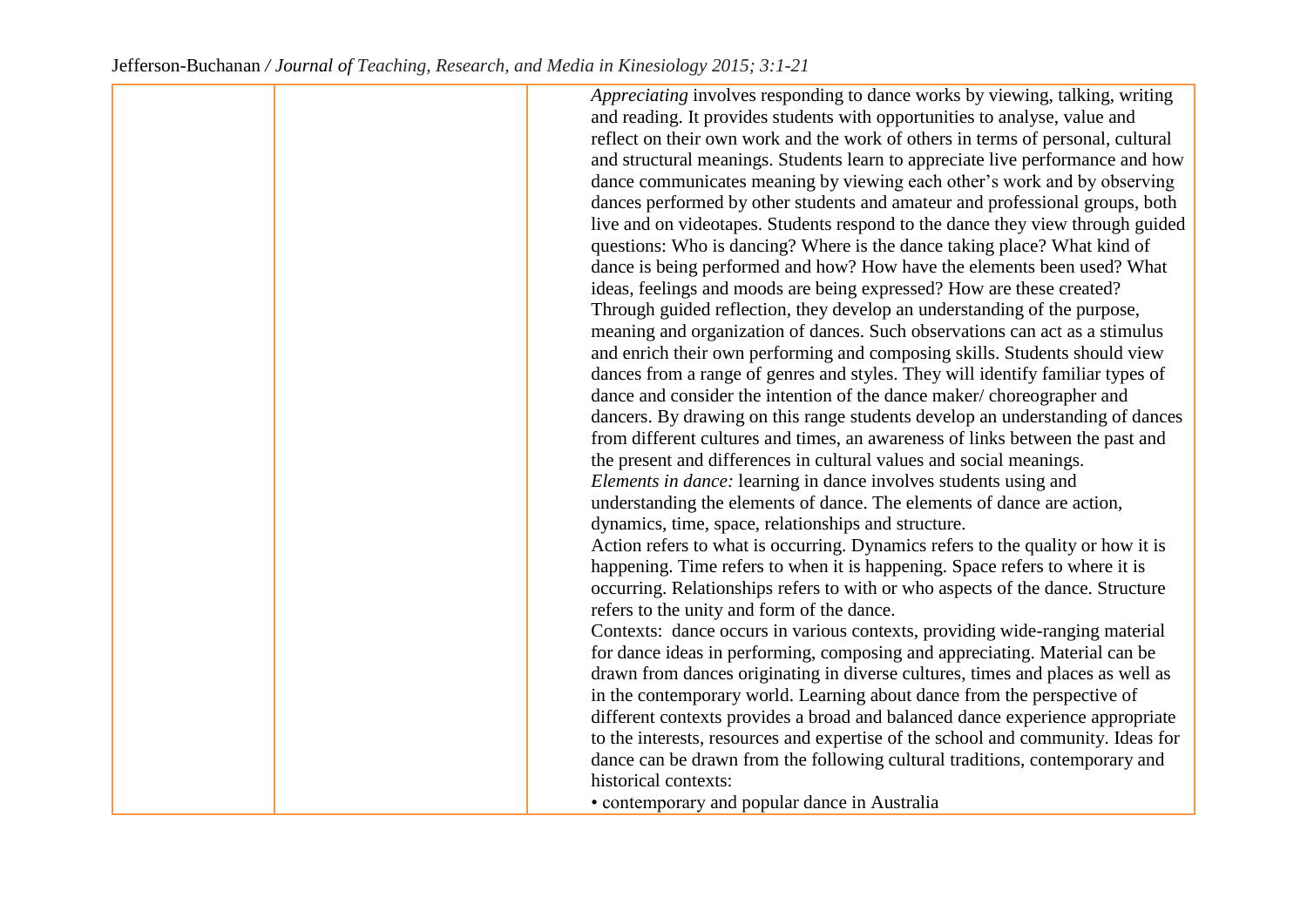|  |  |  |
|---|---|---|
|  |  | *Appreciating* involves responding to dance works by viewing, talking, writing and reading. It provides students with opportunities to analyse, value and reflect on their own work and the work of others in terms of personal, cultural and structural meanings. Students learn to appreciate live performance and how dance communicates meaning by viewing each other's work and by observing dances performed by other students and amateur and professional groups, both live and on videotapes. Students respond to the dance they view through guided questions: Who is dancing? Where is the dance taking place? What kind of dance is being performed and how? How have the elements been used? What ideas, feelings and moods are being expressed? How are these created? Through guided reflection, they develop an understanding of the purpose, meaning and organization of dances. Such observations can act as a stimulus and enrich their own performing and composing skills. Students should view dances from a range of genres and styles. They will identify familiar types of dance and consider the intention of the dance maker/ choreographer and dancers. By drawing on this range students develop an understanding of dances from different cultures and times, an awareness of links between the past and the present and differences in cultural values and social meanings.<br>*Elements in dance:* learning in dance involves students using and understanding the elements of dance. The elements of dance are action, dynamics, time, space, relationships and structure.<br>Action refers to what is occurring. Dynamics refers to the quality or how it is happening. Time refers to when it is happening. Space refers to where it is occurring. Relationships refers to with or who aspects of the dance. Structure refers to the unity and form of the dance.<br>Contexts: dance occurs in various contexts, providing wide-ranging material for dance ideas in performing, composing and appreciating. Material can be drawn from dances originating in diverse cultures, times and places as well as in the contemporary world. Learning about dance from the perspective of different contexts provides a broad and balanced dance experience appropriate to the interests, resources and expertise of the school and community. Ideas for dance can be drawn from the following cultural traditions, contemporary and historical contexts:<br>• contemporary and popular dance in Australia |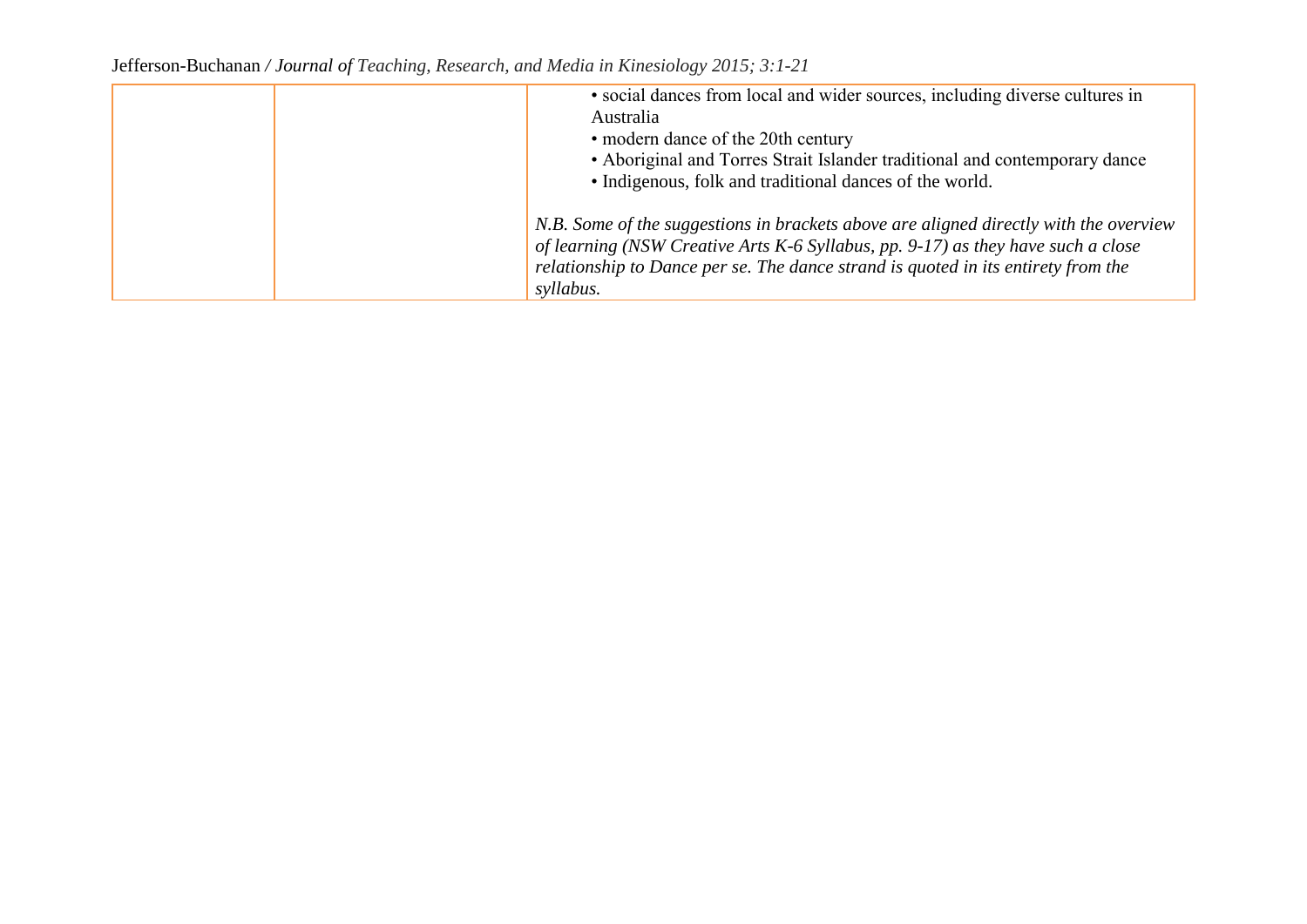| | | • social dances from local and wider sources, including diverse cultures in Australia<br>• modern dance of the 20th century<br>• Aboriginal and Torres Strait Islander traditional and contemporary dance<br>• Indigenous, folk and traditional dances of the world.<br><br>*N.B. Some of the suggestions in brackets above are aligned directly with the overview of learning (NSW Creative Arts K-6 Syllabus, pp. 9-17) as they have such a close relationship to Dance per se. The dance strand is quoted in its entirety from the syllabus.* |
|---|---|---|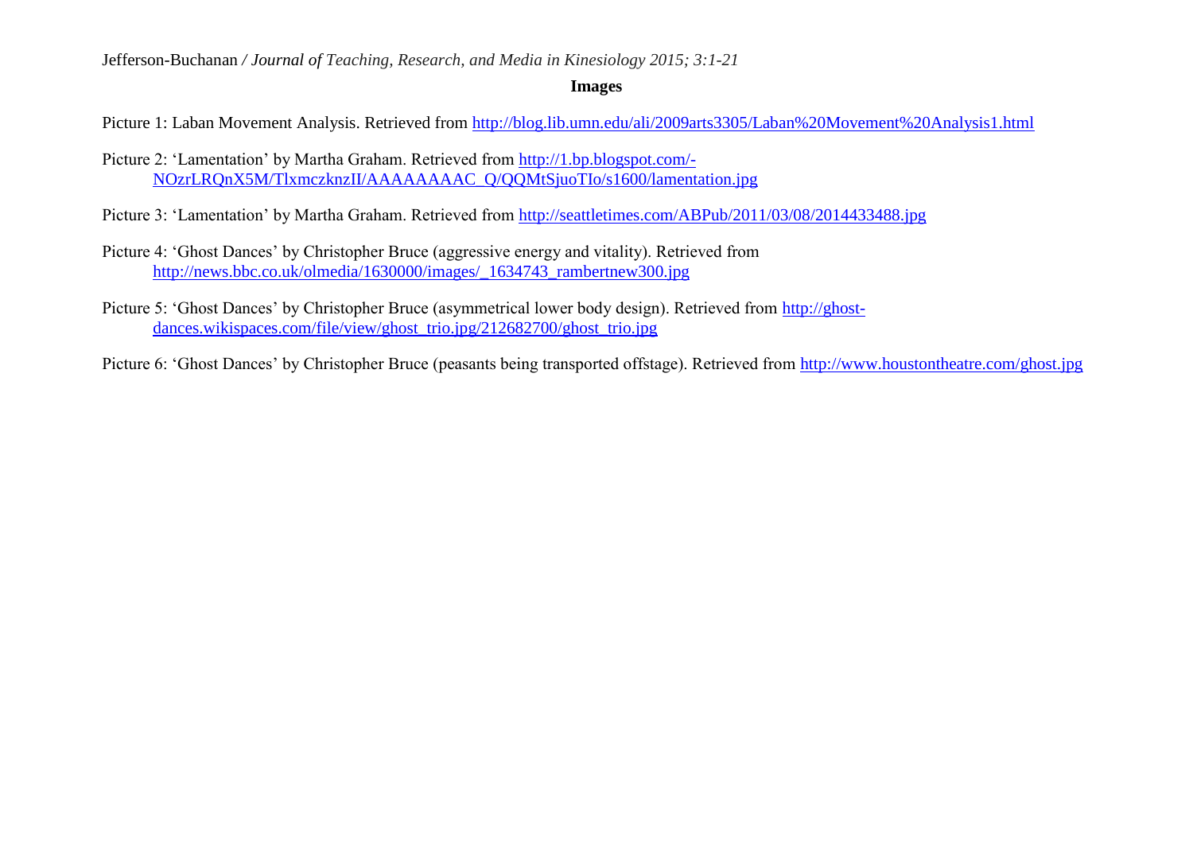**Images**

Picture 1: Laban Movement Analysis. Retrieved from http://blog.lib.umn.edu/ali/2009arts3305/Laban%20Movement%20Analysis1.html

Picture 2: 'Lamentation' by Martha Graham. Retrieved from http://1.bp.blogspot.com/-NOzrLRQnX5M/TlxmczknzII/AAAAAAAAC_Q/QQMtSjuoTIo/s1600/lamentation.jpg

Picture 3: 'Lamentation' by Martha Graham. Retrieved from http://seattletimes.com/ABPub/2011/03/08/2014433488.jpg

Picture 4: 'Ghost Dances' by Christopher Bruce (aggressive energy and vitality). Retrieved from http://news.bbc.co.uk/olmedia/1630000/images/_1634743_rambertnew300.jpg

Picture 5: 'Ghost Dances' by Christopher Bruce (asymmetrical lower body design). Retrieved from http://ghost-dances.wikispaces.com/file/view/ghost_trio.jpg/212682700/ghost_trio.jpg

Picture 6: 'Ghost Dances' by Christopher Bruce (peasants being transported offstage). Retrieved from http://www.houstontheatre.com/ghost.jpg